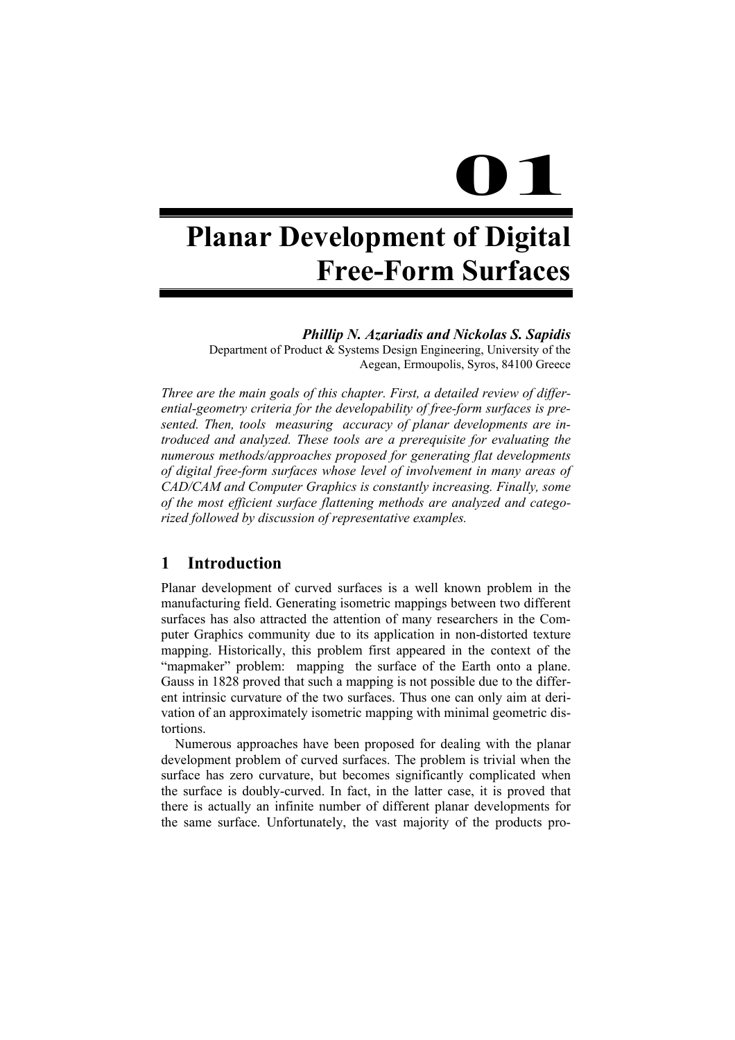# 01

# Planar Development of Digital Free-Form Surfaces

***Phillip N. Azariadis and Nickolas S. Sapidis***

Department of Product & Systems Design Engineering, University of the Aegean, Ermoupolis, Syros, 84100 Greece

*Three are the main goals of this chapter. First, a detailed review of differential-geometry criteria for the developability of free-form surfaces is presented. Then, tools measuring accuracy of planar developments are introduced and analyzed. These tools are a prerequisite for evaluating the numerous methods/approaches proposed for generating flat developments of digital free-form surfaces whose level of involvement in many areas of CAD/CAM and Computer Graphics is constantly increasing. Finally, some of the most efficient surface flattening methods are analyzed and categorized followed by discussion of representative examples.*

## 1 Introduction

Planar development of curved surfaces is a well known problem in the manufacturing field. Generating isometric mappings between two different surfaces has also attracted the attention of many researchers in the Computer Graphics community due to its application in non-distorted texture mapping. Historically, this problem first appeared in the context of the "mapmaker" problem: mapping the surface of the Earth onto a plane. Gauss in 1828 proved that such a mapping is not possible due to the different intrinsic curvature of the two surfaces. Thus one can only aim at derivation of an approximately isometric mapping with minimal geometric distortions.

Numerous approaches have been proposed for dealing with the planar development problem of curved surfaces. The problem is trivial when the surface has zero curvature, but becomes significantly complicated when the surface is doubly-curved. In fact, in the latter case, it is proved that there is actually an infinite number of different planar developments for the same surface. Unfortunately, the vast majority of the products pro-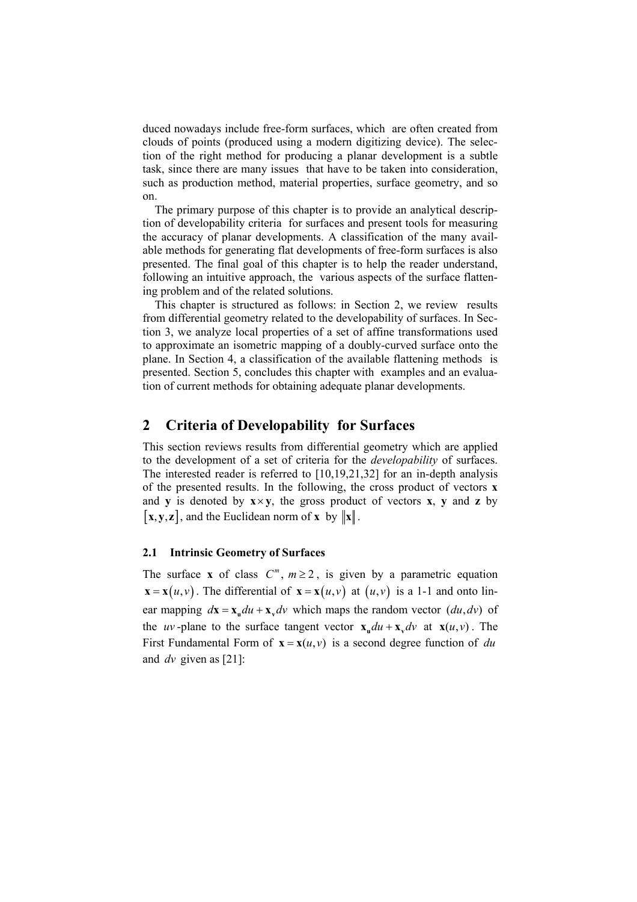duced nowadays include free-form surfaces, which are often created from clouds of points (produced using a modern digitizing device). The selection of the right method for producing a planar development is a subtle task, since there are many issues that have to be taken into consideration, such as production method, material properties, surface geometry, and so on.

The primary purpose of this chapter is to provide an analytical description of developability criteria for surfaces and present tools for measuring the accuracy of planar developments. A classification of the many available methods for generating flat developments of free-form surfaces is also presented. The final goal of this chapter is to help the reader understand, following an intuitive approach, the various aspects of the surface flattening problem and of the related solutions.

This chapter is structured as follows: in Section 2, we review results from differential geometry related to the developability of surfaces. In Section 3, we analyze local properties of a set of affine transformations used to approximate an isometric mapping of a doubly-curved surface onto the plane. In Section 4, a classification of the available flattening methods is presented. Section 5, concludes this chapter with examples and an evaluation of current methods for obtaining adequate planar developments.

## 2 Criteria of Developability for Surfaces

This section reviews results from differential geometry which are applied to the development of a set of criteria for the *developability* of surfaces. The interested reader is referred to [10,19,21,32] for an in-depth analysis of the presented results. In the following, the cross product of vectors $\mathbf{x}$ and $\mathbf{y}$ is denoted by $\mathbf{x} \times \mathbf{y}$, the gross product of vectors $\mathbf{x}$, $\mathbf{y}$ and $\mathbf{z}$ by $[\mathbf{x}, \mathbf{y}, \mathbf{z}]$, and the Euclidean norm of $\mathbf{x}$ by $\|\mathbf{x}\|$.

### 2.1 Intrinsic Geometry of Surfaces

The surface $\mathbf{x}$ of class $C^m$, $m \geq 2$, is given by a parametric equation $\mathbf{x} = \mathbf{x}(u,v)$. The differential of $\mathbf{x} = \mathbf{x}(u,v)$ at $(u,v)$ is a 1-1 and onto linear mapping $d\mathbf{x} = \mathbf{x}_\mathbf{u} du + \mathbf{x}_\mathbf{v} dv$ which maps the random vector $(du, dv)$ of the $uv$-plane to the surface tangent vector $\mathbf{x}_\mathbf{u} du + \mathbf{x}_\mathbf{v} dv$ at $\mathbf{x}(u,v)$. The First Fundamental Form of $\mathbf{x} = \mathbf{x}(u,v)$ is a second degree function of $du$ and $dv$ given as [21]: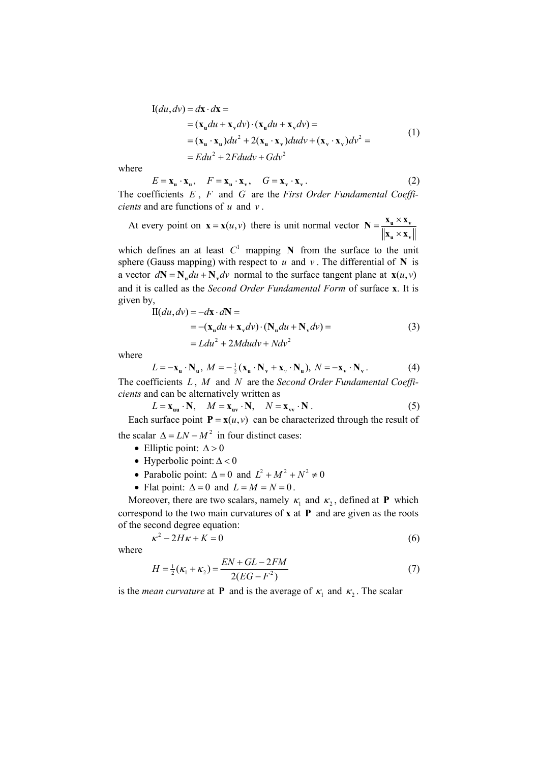$$
\begin{aligned}
\mathrm{I}(du,dv) &= d\mathbf{x}\cdot d\mathbf{x} = \\
&= (\mathbf{x_u}du + \mathbf{x_v}dv)\cdot(\mathbf{x_u}du + \mathbf{x_v}dv) = \\
&= (\mathbf{x_u}\cdot\mathbf{x_u})du^2 + 2(\mathbf{x_u}\cdot\mathbf{x_v})dudv + (\mathbf{x_v}\cdot\mathbf{x_v})dv^2 = \\
&= Edu^2 + 2Fdudv + Gdv^2
\end{aligned}
\tag{1}
$$

where

$$
E = \mathbf{x_u}\cdot\mathbf{x_u}, \quad F = \mathbf{x_u}\cdot\mathbf{x_v}, \quad G = \mathbf{x_v}\cdot\mathbf{x_v}\,. \tag{2}
$$

The coefficients $E$, $F$ and $G$ are the *First Order Fundamental Coefficients* and are functions of $u$ and $v$.

At every point on $\mathbf{x} = \mathbf{x}(u,v)$ there is unit normal vector $\mathbf{N} = \dfrac{\mathbf{x_u}\times\mathbf{x_v}}{\left\|\mathbf{x_u}\times\mathbf{x_v}\right\|}$ which defines an at least $C^1$ mapping $\mathbf{N}$ from the surface to the unit sphere (Gauss mapping) with respect to $u$ and $v$. The differential of $\mathbf{N}$ is a vector $d\mathbf{N} = \mathbf{N_u}du + \mathbf{N_v}dv$ normal to the surface tangent plane at $\mathbf{x}(u,v)$ and it is called as the *Second Order Fundamental Form* of surface $\mathbf{x}$. It is given by,

$$
\begin{aligned}
\mathrm{II}(du,dv) &= -d\mathbf{x}\cdot d\mathbf{N} = \\
&= -(\mathbf{x_u}du + \mathbf{x_v}dv)\cdot(\mathbf{N_u}du + \mathbf{N_v}dv) = \\
&= Ldu^2 + 2Mdudv + Ndv^2
\end{aligned}
\tag{3}
$$

where

$$
L = -\mathbf{x_u}\cdot\mathbf{N_u}, \; M = -\tfrac{1}{2}(\mathbf{x_u}\cdot\mathbf{N_v} + \mathbf{x}_v\cdot\mathbf{N_u}), \; N = -\mathbf{x_v}\cdot\mathbf{N_v}\,. \tag{4}
$$

The coefficients $L$, $M$ and $N$ are the *Second Order Fundamental Coefficients* and can be alternatively written as

$$
L = \mathbf{x_{uu}}\cdot\mathbf{N}, \quad M = \mathbf{x_{uv}}\cdot\mathbf{N}, \quad N = \mathbf{x_{vv}}\cdot\mathbf{N}\,. \tag{5}
$$

Each surface point $\mathbf{P} = \mathbf{x}(u,v)$ can be characterized through the result of the scalar $\Delta = LN - M^2$ in four distinct cases:

- Elliptic point: $\Delta > 0$
- Hyperbolic point: $\Delta < 0$
- Parabolic point: $\Delta = 0$ and $L^2 + M^2 + N^2 \neq 0$
- Flat point: $\Delta = 0$ and $L = M = N = 0$.

Moreover, there are two scalars, namely $\kappa_1$ and $\kappa_2$, defined at $\mathbf{P}$ which correspond to the two main curvatures of $\mathbf{x}$ at $\mathbf{P}$ and are given as the roots of the second degree equation:

$$
\kappa^2 - 2H\kappa + K = 0 \tag{6}
$$

where

$$
H = \tfrac{1}{2}(\kappa_1 + \kappa_2) = \frac{EN + GL - 2FM}{2(EG - F^2)} \tag{7}
$$

is the *mean curvature* at $\mathbf{P}$ and is the average of $\kappa_1$ and $\kappa_2$. The scalar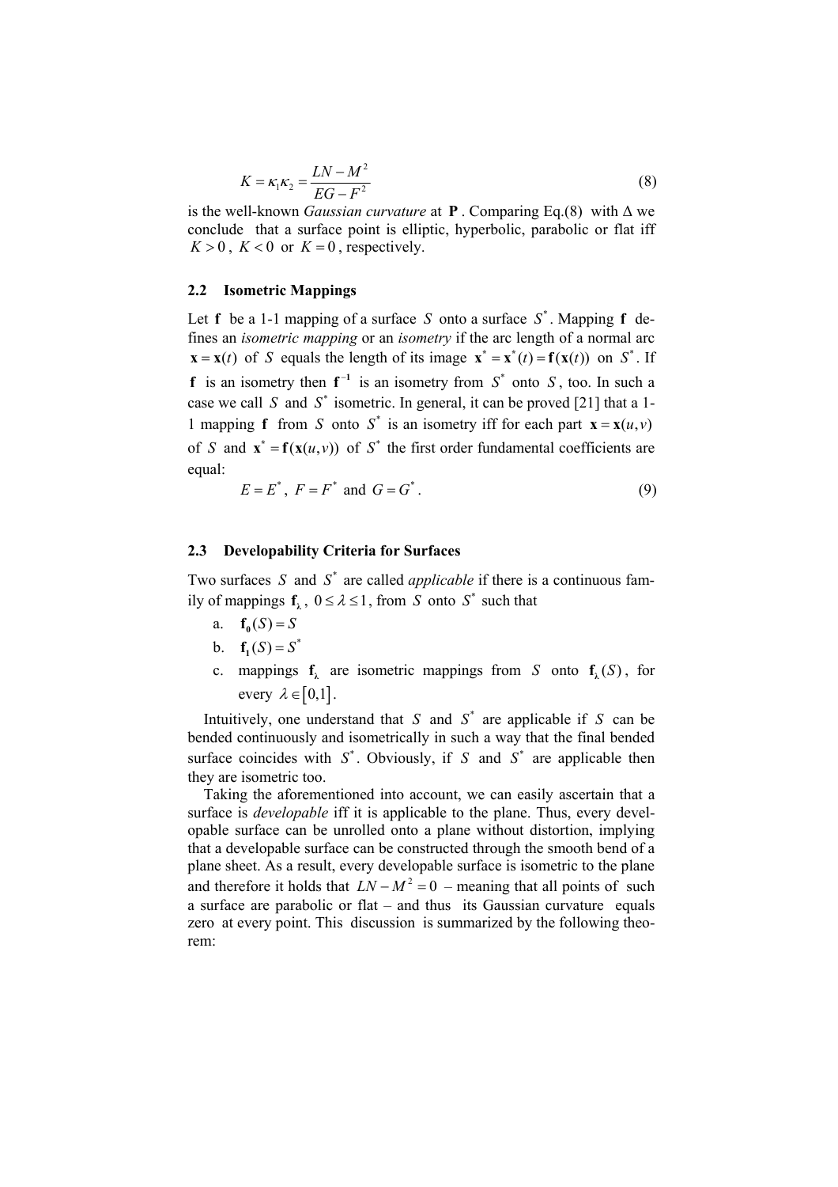$$K = \kappa_1 \kappa_2 = \frac{LN - M^2}{EG - F^2} \tag{8}$$

is the well-known *Gaussian curvature* at $\mathbf{P}$. Comparing Eq.(8) with $\Delta$ we conclude that a surface point is elliptic, hyperbolic, parabolic or flat iff $K > 0$, $K < 0$ or $K = 0$, respectively.

### 2.2 Isometric Mappings

Let $\mathbf{f}$ be a 1-1 mapping of a surface $S$ onto a surface $S^*$. Mapping $\mathbf{f}$ defines an *isometric mapping* or an *isometry* if the arc length of a normal arc $\mathbf{x} = \mathbf{x}(t)$ of $S$ equals the length of its image $\mathbf{x}^* = \mathbf{x}^*(t) = \mathbf{f}(\mathbf{x}(t))$ on $S^*$. If $\mathbf{f}$ is an isometry then $\mathbf{f}^{-1}$ is an isometry from $S^*$ onto $S$, too. In such a case we call $S$ and $S^*$ isometric. In general, it can be proved [21] that a 1-1 mapping $\mathbf{f}$ from $S$ onto $S^*$ is an isometry iff for each part $\mathbf{x} = \mathbf{x}(u,v)$ of $S$ and $\mathbf{x}^* = \mathbf{f}(\mathbf{x}(u,v))$ of $S^*$ the first order fundamental coefficients are equal:

$$E = E^*, \; F = F^* \text{ and } G = G^*. \tag{9}$$

### 2.3 Developability Criteria for Surfaces

Two surfaces $S$ and $S^*$ are called *applicable* if there is a continuous family of mappings $\mathbf{f}_\lambda$, $0 \le \lambda \le 1$, from $S$ onto $S^*$ such that

a. $\mathbf{f}_\mathbf{0}(S) = S$
b. $\mathbf{f}_\mathbf{1}(S) = S^*$
c. mappings $\mathbf{f}_\lambda$ are isometric mappings from $S$ onto $\mathbf{f}_\lambda(S)$, for every $\lambda \in [0,1]$.

Intuitively, one understand that $S$ and $S^*$ are applicable if $S$ can be bended continuously and isometrically in such a way that the final bended surface coincides with $S^*$. Obviously, if $S$ and $S^*$ are applicable then they are isometric too.

Taking the aforementioned into account, we can easily ascertain that a surface is *developable* iff it is applicable to the plane. Thus, every developable surface can be unrolled onto a plane without distortion, implying that a developable surface can be constructed through the smooth bend of a plane sheet. As a result, every developable surface is isometric to the plane and therefore it holds that $LN - M^2 = 0$ – meaning that all points of such a surface are parabolic or flat – and thus its Gaussian curvature equals zero at every point. This discussion is summarized by the following theorem: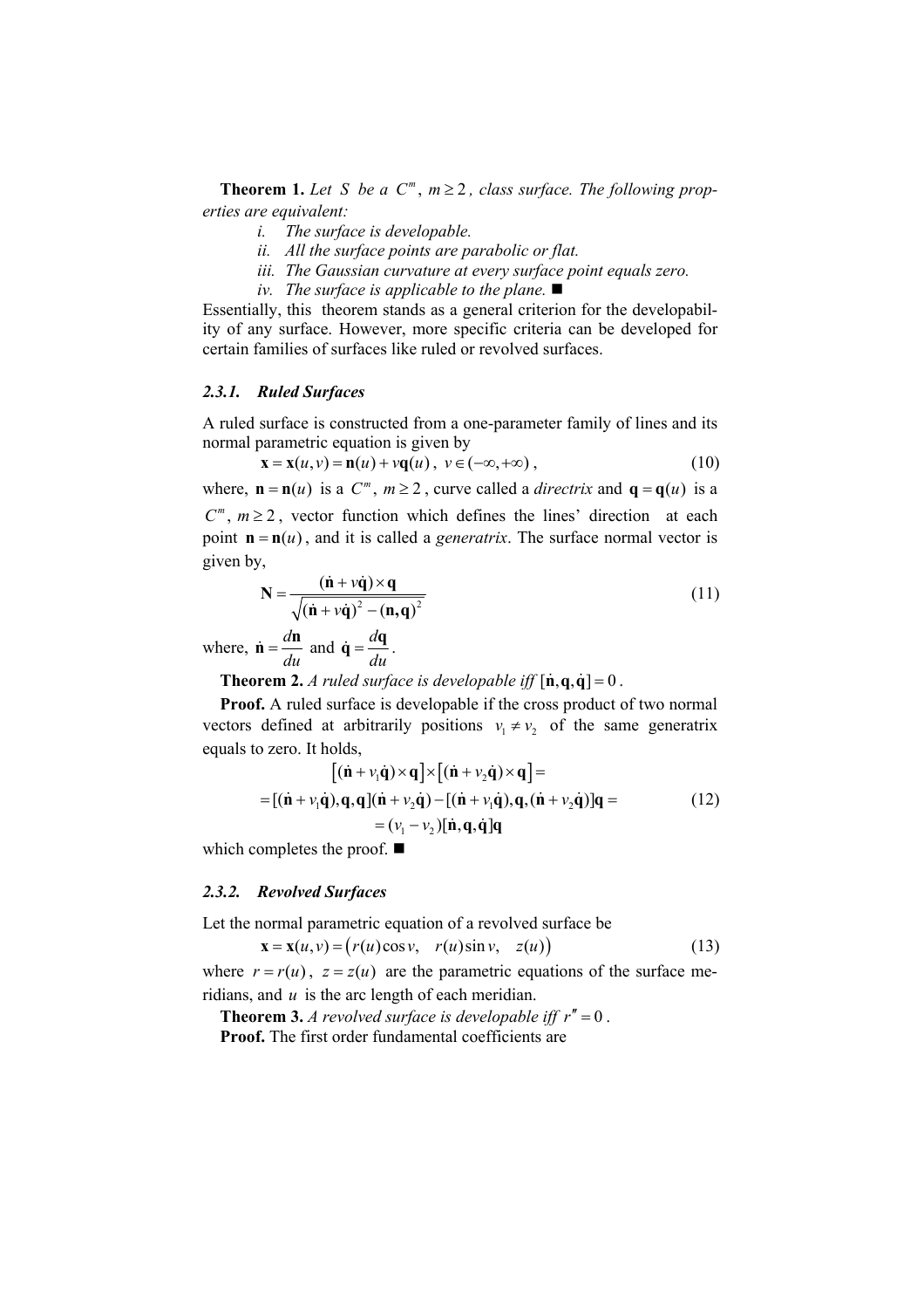**Theorem 1.** *Let $S$ be a $C^m$, $m \geq 2$, class surface. The following properties are equivalent:*

1. *The surface is developable.*
2. *All the surface points are parabolic or flat.*
3. *The Gaussian curvature at every surface point equals zero.*
4. *The surface is applicable to the plane.* ■

Essentially, this theorem stands as a general criterion for the developability of any surface. However, more specific criteria can be developed for certain families of surfaces like ruled or revolved surfaces.

### 2.3.1. Ruled Surfaces

A ruled surface is constructed from a one-parameter family of lines and its normal parametric equation is given by

$$\mathbf{x} = \mathbf{x}(u,v) = \mathbf{n}(u) + v\mathbf{q}(u)\,,\ v \in (-\infty, +\infty)\,, \tag{10}$$

where, $\mathbf{n} = \mathbf{n}(u)$ is a $C^m$, $m \geq 2$, curve called a *directrix* and $\mathbf{q} = \mathbf{q}(u)$ is a $C^m$, $m \geq 2$, vector function which defines the lines' direction at each point $\mathbf{n} = \mathbf{n}(u)$, and it is called a *generatrix*. The surface normal vector is given by,

$$\mathbf{N} = \frac{(\dot{\mathbf{n}} + v\dot{\mathbf{q}}) \times \mathbf{q}}{\sqrt{(\dot{\mathbf{n}} + v\dot{\mathbf{q}})^2 - (\mathbf{n},\mathbf{q})^2}} \tag{11}$$

where, $\dot{\mathbf{n}} = \dfrac{d\mathbf{n}}{du}$ and $\dot{\mathbf{q}} = \dfrac{d\mathbf{q}}{du}$.

**Theorem 2.** *A ruled surface is developable iff* $[\dot{\mathbf{n}}, \mathbf{q}, \dot{\mathbf{q}}] = 0$.

**Proof.** A ruled surface is developable if the cross product of two normal vectors defined at arbitrarily positions $v_1 \neq v_2$ of the same generatrix equals to zero. It holds,

$$\begin{gathered}\left[(\dot{\mathbf{n}} + v_1\dot{\mathbf{q}}) \times \mathbf{q}\right] \times \left[(\dot{\mathbf{n}} + v_2\dot{\mathbf{q}}) \times \mathbf{q}\right] = \\ = [(\dot{\mathbf{n}} + v_1\dot{\mathbf{q}}), \mathbf{q}, \mathbf{q}](\dot{\mathbf{n}} + v_2\dot{\mathbf{q}}) - [(\dot{\mathbf{n}} + v_1\dot{\mathbf{q}}), \mathbf{q}, (\dot{\mathbf{n}} + v_2\dot{\mathbf{q}})]\mathbf{q} = \\ = (v_1 - v_2)[\dot{\mathbf{n}}, \mathbf{q}, \dot{\mathbf{q}}]\mathbf{q}\end{gathered} \tag{12}$$

which completes the proof. ■

### 2.3.2. Revolved Surfaces

Let the normal parametric equation of a revolved surface be

$$\mathbf{x} = \mathbf{x}(u,v) = \left(r(u)\cos v,\quad r(u)\sin v,\quad z(u)\right) \tag{13}$$

where $r = r(u)$, $z = z(u)$ are the parametric equations of the surface meridians, and $u$ is the arc length of each meridian.

**Theorem 3.** *A revolved surface is developable iff* $r'' = 0$.

**Proof.** The first order fundamental coefficients are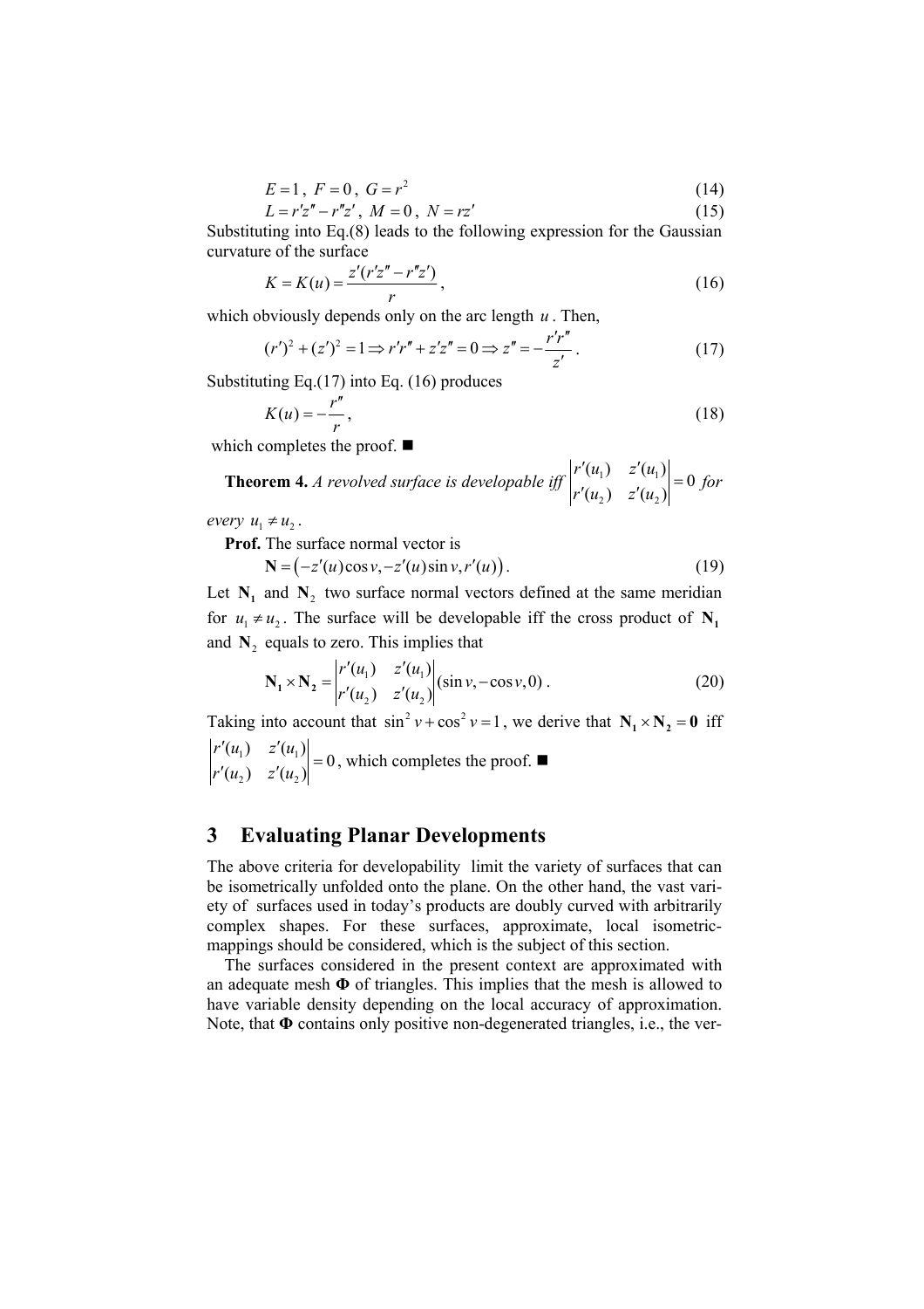$$E = 1\,,\; F = 0\,,\; G = r^2 \tag{14}$$

$$L = r'z'' - r''z'\,,\; M = 0\,,\; N = rz' \tag{15}$$

Substituting into Eq.(8) leads to the following expression for the Gaussian curvature of the surface

$$K = K(u) = \frac{z'(r'z'' - r''z')}{r}\,, \tag{16}$$

which obviously depends only on the arc length $u$. Then,

$$(r')^2 + (z')^2 = 1 \Rightarrow r'r'' + z'z'' = 0 \Rightarrow z'' = -\frac{r'r''}{z'}\,. \tag{17}$$

Substituting Eq.(17) into Eq. (16) produces

$$K(u) = -\frac{r''}{r}\,, \tag{18}$$

which completes the proof. ■

**Theorem 4.** *A revolved surface is developable iff* $\begin{vmatrix} r'(u_1) & z'(u_1) \\ r'(u_2) & z'(u_2) \end{vmatrix} = 0$ *for every* $u_1 \neq u_2$.

**Prof.** The surface normal vector is

$$\mathbf{N} = \left(-z'(u)\cos v, -z'(u)\sin v, r'(u)\right). \tag{19}$$

Let $\mathbf{N_1}$ and $\mathbf{N}_2$ two surface normal vectors defined at the same meridian for $u_1 \neq u_2$. The surface will be developable iff the cross product of $\mathbf{N_1}$ and $\mathbf{N}_2$ equals to zero. This implies that

$$\mathbf{N_1} \times \mathbf{N_2} = \begin{vmatrix} r'(u_1) & z'(u_1) \\ r'(u_2) & z'(u_2) \end{vmatrix} (\sin v, -\cos v, 0)\,. \tag{20}$$

Taking into account that $\sin^2 v + \cos^2 v = 1$, we derive that $\mathbf{N_1} \times \mathbf{N_2} = \mathbf{0}$ iff $\begin{vmatrix} r'(u_1) & z'(u_1) \\ r'(u_2) & z'(u_2) \end{vmatrix} = 0$, which completes the proof. ■

## 3 Evaluating Planar Developments

The above criteria for developability limit the variety of surfaces that can be isometrically unfolded onto the plane. On the other hand, the vast variety of surfaces used in today's products are doubly curved with arbitrarily complex shapes. For these surfaces, approximate, local isometric-mappings should be considered, which is the subject of this section.

The surfaces considered in the present context are approximated with an adequate mesh $\mathbf{\Phi}$ of triangles. This implies that the mesh is allowed to have variable density depending on the local accuracy of approximation. Note, that $\mathbf{\Phi}$ contains only positive non-degenerated triangles, i.e., the ver-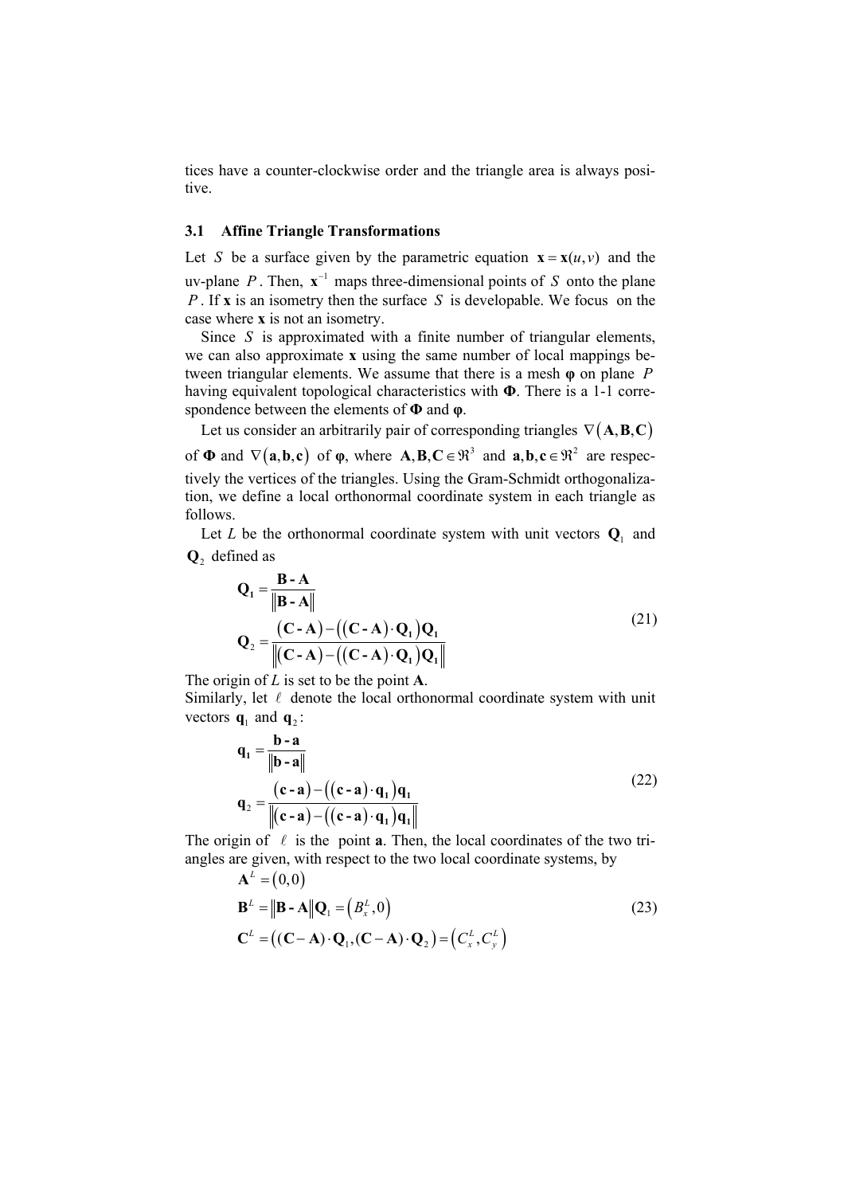tices have a counter-clockwise order and the triangle area is always positive.

### 3.1 Affine Triangle Transformations

Let $S$ be a surface given by the parametric equation $\mathbf{x} = \mathbf{x}(u,v)$ and the uv-plane $P$. Then, $\mathbf{x}^{-1}$ maps three-dimensional points of $S$ onto the plane $P$. If **x** is an isometry then the surface $S$ is developable. We focus on the case where **x** is not an isometry.

Since $S$ is approximated with a finite number of triangular elements, we can also approximate **x** using the same number of local mappings between triangular elements. We assume that there is a mesh $\boldsymbol{\varphi}$ on plane $P$ having equivalent topological characteristics with $\boldsymbol{\Phi}$. There is a 1-1 correspondence between the elements of $\boldsymbol{\Phi}$ and $\boldsymbol{\varphi}$.

Let us consider an arbitrarily pair of corresponding triangles $\nabla(\mathbf{A},\mathbf{B},\mathbf{C})$ of $\boldsymbol{\Phi}$ and $\nabla(\mathbf{a},\mathbf{b},\mathbf{c})$ of $\boldsymbol{\varphi}$, where $\mathbf{A},\mathbf{B},\mathbf{C} \in \Re^3$ and $\mathbf{a},\mathbf{b},\mathbf{c} \in \Re^2$ are respectively the vertices of the triangles. Using the Gram-Schmidt orthogonalization, we define a local orthonormal coordinate system in each triangle as follows.

Let $L$ be the orthonormal coordinate system with unit vectors $\mathbf{Q}_1$ and $\mathbf{Q}_2$ defined as

$$\begin{aligned}
\mathbf{Q_1} &= \frac{\mathbf{B} - \mathbf{A}}{\left\|\mathbf{B} - \mathbf{A}\right\|} \\
\mathbf{Q}_2 &= \frac{(\mathbf{C} - \mathbf{A}) - \left((\mathbf{C} - \mathbf{A}) \cdot \mathbf{Q_1}\right)\mathbf{Q_1}}{\left\|(\mathbf{C} - \mathbf{A}) - \left((\mathbf{C} - \mathbf{A}) \cdot \mathbf{Q_1}\right)\mathbf{Q_1}\right\|}
\end{aligned} \tag{21}$$

The origin of $L$ is set to be the point **A**.
Similarly, let $\ell$ denote the local orthonormal coordinate system with unit vectors $\mathbf{q}_1$ and $\mathbf{q}_2$:

$$\begin{aligned}
\mathbf{q_1} &= \frac{\mathbf{b} - \mathbf{a}}{\left\|\mathbf{b} - \mathbf{a}\right\|} \\
\mathbf{q}_2 &= \frac{(\mathbf{c} - \mathbf{a}) - \left((\mathbf{c} - \mathbf{a}) \cdot \mathbf{q_1}\right)\mathbf{q_1}}{\left\|(\mathbf{c} - \mathbf{a}) - \left((\mathbf{c} - \mathbf{a}) \cdot \mathbf{q_1}\right)\mathbf{q_1}\right\|}
\end{aligned} \tag{22}$$

The origin of $\ell$ is the point **a**. Then, the local coordinates of the two triangles are given, with respect to the two local coordinate systems, by

$$\begin{aligned}
\mathbf{A}^L &= (0,0) \\
\mathbf{B}^L &= \left\|\mathbf{B} - \mathbf{A}\right\|\mathbf{Q}_1 = \left(B_x^L, 0\right) \\
\mathbf{C}^L &= \left((\mathbf{C} - \mathbf{A}) \cdot \mathbf{Q}_1, (\mathbf{C} - \mathbf{A}) \cdot \mathbf{Q}_2\right) = \left(C_x^L, C_y^L\right)
\end{aligned} \tag{23}$$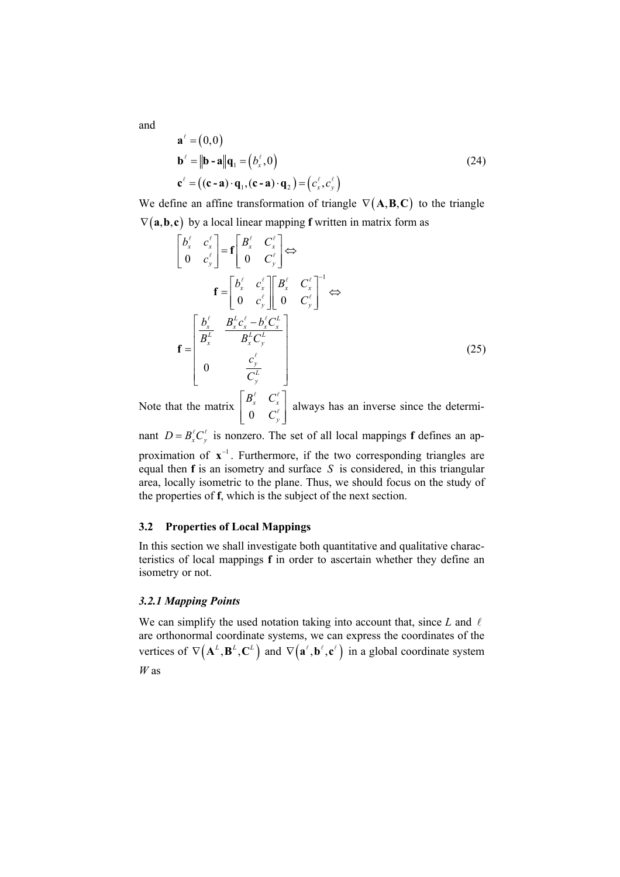and

$$
\begin{aligned}
\mathbf{a}^{\ell} &= (0,0) \\
\mathbf{b}^{\ell} &= \|\mathbf{b} - \mathbf{a}\|\mathbf{q}_1 = (b_x^{\ell}, 0) \\
\mathbf{c}^{\ell} &= ((\mathbf{c} - \mathbf{a}) \cdot \mathbf{q}_1, (\mathbf{c} - \mathbf{a}) \cdot \mathbf{q}_2) = (c_x^{\ell}, c_y^{\ell})
\end{aligned} \tag{24}
$$

We define an affine transformation of triangle $\nabla(\mathbf{A}, \mathbf{B}, \mathbf{C})$ to the triangle $\nabla(\mathbf{a}, \mathbf{b}, \mathbf{c})$ by a local linear mapping **f** written in matrix form as

$$
\begin{bmatrix} b_x^{\ell} & c_x^{\ell} \\ 0 & c_y^{\ell} \end{bmatrix} = \mathbf{f} \begin{bmatrix} B_x^{\ell} & C_x^{\ell} \\ 0 & C_y^{\ell} \end{bmatrix} \Leftrightarrow
$$

$$
\mathbf{f} = \begin{bmatrix} b_x^{\ell} & c_x^{\ell} \\ 0 & c_y^{\ell} \end{bmatrix} \begin{bmatrix} B_x^{\ell} & C_x^{\ell} \\ 0 & C_y^{\ell} \end{bmatrix}^{-1} \Leftrightarrow
$$

$$
\mathbf{f} = \begin{bmatrix} \dfrac{b_x^{\ell}}{B_x^{L}} & \dfrac{B_x^{L} c_x^{\ell} - b_x^{\ell} C_x^{L}}{B_x^{L} C_y^{L}} \\ 0 & \dfrac{c_y^{\ell}}{C_y^{L}} \end{bmatrix} \tag{25}
$$

Note that the matrix $\begin{bmatrix} B_x^{\ell} & C_x^{\ell} \\ 0 & C_y^{\ell} \end{bmatrix}$ always has an inverse since the determinant $D = B_x^{\ell} C_y^{\ell}$ is nonzero. The set of all local mappings **f** defines an approximation of $\mathbf{x}^{-1}$. Furthermore, if the two corresponding triangles are equal then **f** is an isometry and surface $S$ is considered, in this triangular area, locally isometric to the plane. Thus, we should focus on the study of the properties of **f**, which is the subject of the next section.

### 3.2 Properties of Local Mappings

In this section we shall investigate both quantitative and qualitative characteristics of local mappings **f** in order to ascertain whether they define an isometry or not.

#### *3.2.1 Mapping Points*

We can simplify the used notation taking into account that, since $L$ and $\ell$ are orthonormal coordinate systems, we can express the coordinates of the vertices of $\nabla(\mathbf{A}^{L}, \mathbf{B}^{L}, \mathbf{C}^{L})$ and $\nabla(\mathbf{a}^{\ell}, \mathbf{b}^{\ell}, \mathbf{c}^{\ell})$ in a global coordinate system $W$ as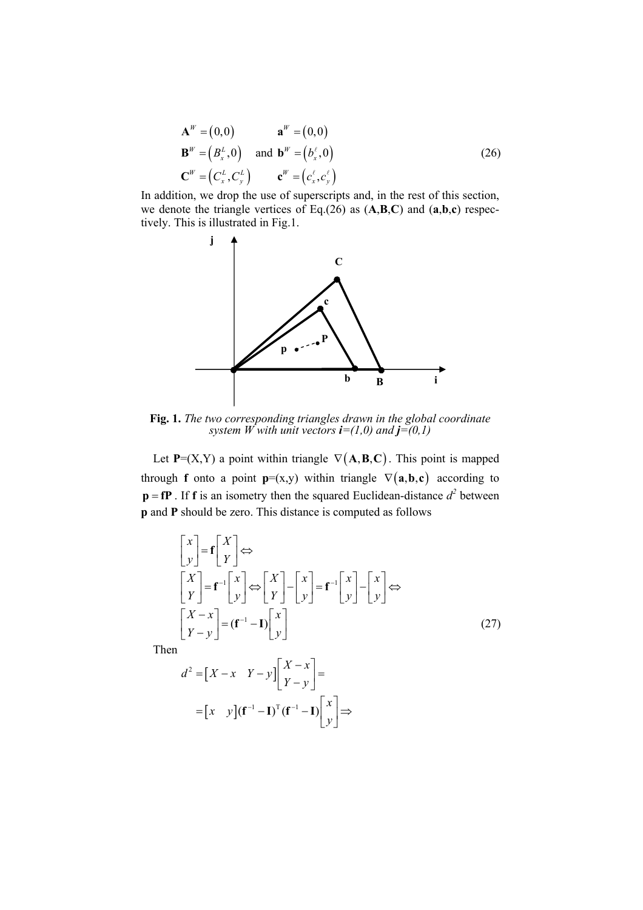$$
\begin{aligned}
\mathbf{A}^{W} &= (0,0) & \qquad \mathbf{a}^{W} &= (0,0) \\
\mathbf{B}^{W} &= \left(B_x^L, 0\right) \quad \text{and} & \mathbf{b}^{W} &= \left(b_x^{\ell}, 0\right) \\
\mathbf{C}^{W} &= \left(C_x^L, C_y^L\right) & \mathbf{c}^{W} &= \left(c_x^{\ell}, c_y^{\ell}\right)
\end{aligned}
\tag{26}
$$

In addition, we drop the use of superscripts and, in the rest of this section, we denote the triangle vertices of Eq.(26) as (**A**,**B**,**C**) and (**a**,**b**,**c**) respectively. This is illustrated in Fig.1.

**Fig. 1.** *The two corresponding triangles drawn in the global coordinate system W with unit vectors **i**=(1,0) and **j**=(0,1)*

Let **P**=(X,Y) a point within triangle $\nabla(\mathbf{A},\mathbf{B},\mathbf{C})$. This point is mapped through **f** onto a point **p**=(x,y) within triangle $\nabla(\mathbf{a},\mathbf{b},\mathbf{c})$ according to $\mathbf{p} = \mathbf{fP}$. If **f** is an isometry then the squared Euclidean-distance $d^2$ between **p** and **P** should be zero. This distance is computed as follows

$$
\begin{aligned}
&\begin{bmatrix} x \\ y \end{bmatrix} = \mathbf{f} \begin{bmatrix} X \\ Y \end{bmatrix} \Leftrightarrow \\
&\begin{bmatrix} X \\ Y \end{bmatrix} = \mathbf{f}^{-1} \begin{bmatrix} x \\ y \end{bmatrix} \Leftrightarrow \begin{bmatrix} X \\ Y \end{bmatrix} - \begin{bmatrix} x \\ y \end{bmatrix} = \mathbf{f}^{-1} \begin{bmatrix} x \\ y \end{bmatrix} - \begin{bmatrix} x \\ y \end{bmatrix} \Leftrightarrow \\
&\begin{bmatrix} X - x \\ Y - y \end{bmatrix} = (\mathbf{f}^{-1} - \mathbf{I}) \begin{bmatrix} x \\ y \end{bmatrix}
\end{aligned}
\tag{27}
$$

Then

$$
\begin{aligned}
d^2 &= \begin{bmatrix} X - x & Y - y \end{bmatrix} \begin{bmatrix} X - x \\ Y - y \end{bmatrix} = \\
&= \begin{bmatrix} x & y \end{bmatrix} (\mathbf{f}^{-1} - \mathbf{I})^{\mathrm{T}} (\mathbf{f}^{-1} - \mathbf{I}) \begin{bmatrix} x \\ y \end{bmatrix} \Rightarrow
\end{aligned}
$$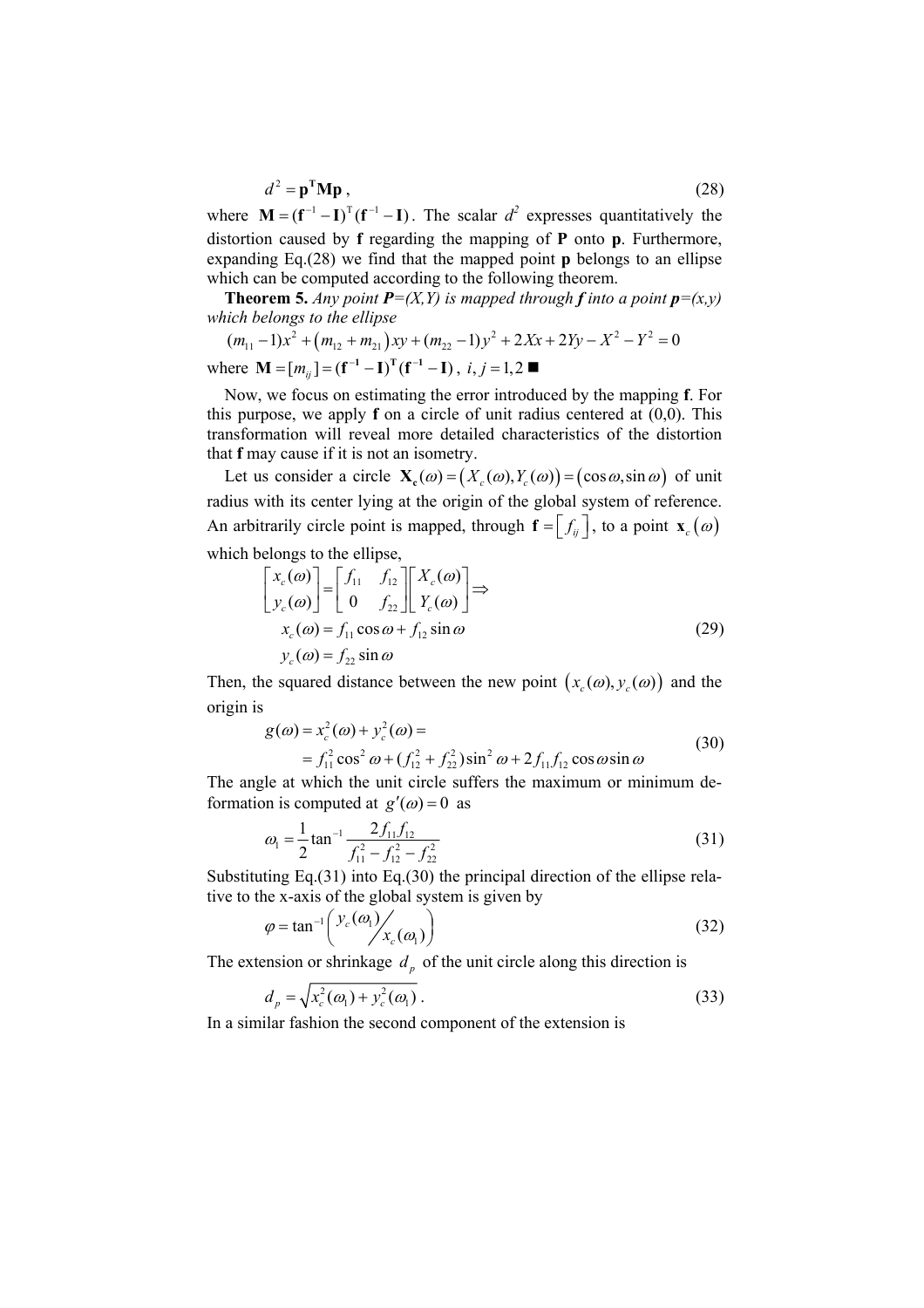$$d^2 = \mathbf{p}^\mathbf{T}\mathbf{M}\mathbf{p}\,, \tag{28}$$

where $\mathbf{M} = (\mathbf{f}^{-1} - \mathbf{I})^\mathrm{T}(\mathbf{f}^{-1} - \mathbf{I})$. The scalar $d^2$ expresses quantitatively the distortion caused by **f** regarding the mapping of **P** onto **p**. Furthermore, expanding Eq.(28) we find that the mapped point **p** belongs to an ellipse which can be computed according to the following theorem.

**Theorem 5.** *Any point **P**=(X,Y) is mapped through **f** into a point **p**=(x,y) which belongs to the ellipse*

$$(m_{11} - 1)x^2 + (m_{12} + m_{21})xy + (m_{22} - 1)y^2 + 2Xx + 2Yy - X^2 - Y^2 = 0$$

where $\mathbf{M} = [m_{ij}] = (\mathbf{f^{-1}} - \mathbf{I})^\mathbf{T}(\mathbf{f^{-1}} - \mathbf{I})$, $i, j = 1,2$ ■

Now, we focus on estimating the error introduced by the mapping **f**. For this purpose, we apply **f** on a circle of unit radius centered at (0,0). This transformation will reveal more detailed characteristics of the distortion that **f** may cause if it is not an isometry.

Let us consider a circle $\mathbf{X_c}(\omega) = (X_c(\omega), Y_c(\omega)) = (\cos\omega, \sin\omega)$ of unit radius with its center lying at the origin of the global system of reference. An arbitrarily circle point is mapped, through $\mathbf{f} = [f_{ij}]$, to a point $\mathbf{x}_c(\omega)$ which belongs to the ellipse,

$$\begin{bmatrix} x_c(\omega) \\ y_c(\omega) \end{bmatrix} = \begin{bmatrix} f_{11} & f_{12} \\ 0 & f_{22} \end{bmatrix} \begin{bmatrix} X_c(\omega) \\ Y_c(\omega) \end{bmatrix} \Rightarrow$$

$$\begin{aligned} x_c(\omega) &= f_{11}\cos\omega + f_{12}\sin\omega \\ y_c(\omega) &= f_{22}\sin\omega \end{aligned} \tag{29}$$

Then, the squared distance between the new point $(x_c(\omega), y_c(\omega))$ and the origin is

$$\begin{aligned} g(\omega) &= x_c^2(\omega) + y_c^2(\omega) = \\ &= f_{11}^2\cos^2\omega + (f_{12}^2 + f_{22}^2)\sin^2\omega + 2f_{11}f_{12}\cos\omega\sin\omega \end{aligned} \tag{30}$$

The angle at which the unit circle suffers the maximum or minimum deformation is computed at $g'(\omega) = 0$ as

$$\omega_1 = \frac{1}{2}\tan^{-1}\frac{2f_{11}f_{12}}{f_{11}^2 - f_{12}^2 - f_{22}^2} \tag{31}$$

Substituting Eq.(31) into Eq.(30) the principal direction of the ellipse relative to the x-axis of the global system is given by

$$\varphi = \tan^{-1}\left( y_c(\omega_1) \middle/ x_c(\omega_1) \right) \tag{32}$$

The extension or shrinkage $d_p$ of the unit circle along this direction is

$$d_p = \sqrt{x_c^2(\omega_1) + y_c^2(\omega_1)}\,. \tag{33}$$

In a similar fashion the second component of the extension is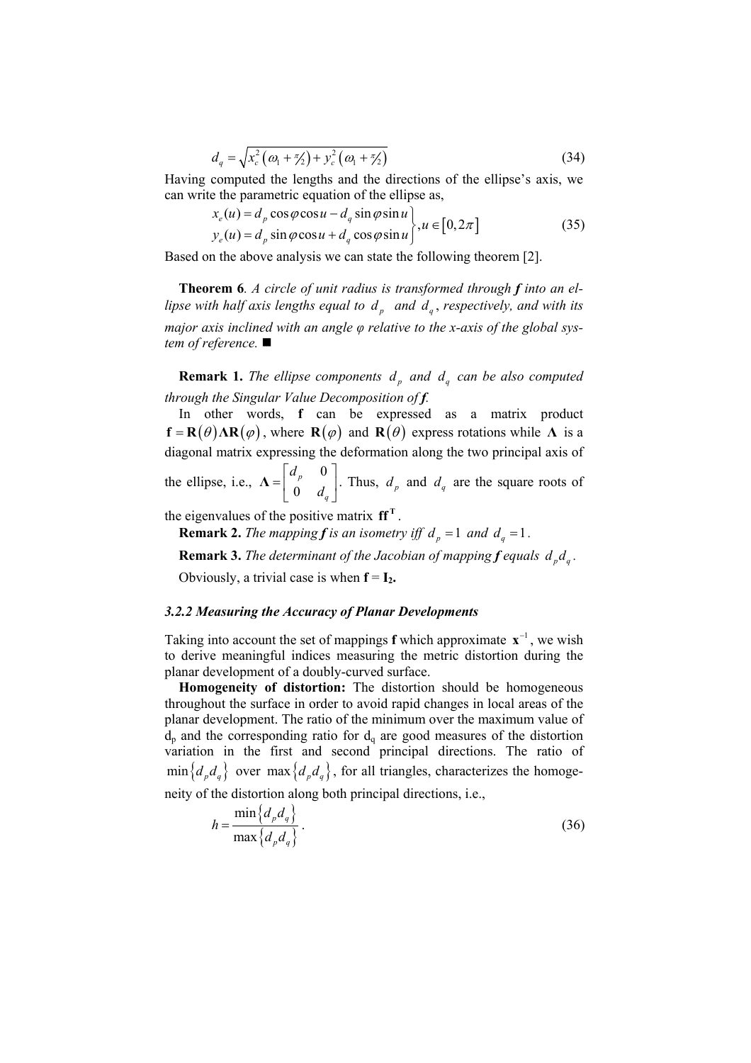$$d_q = \sqrt{x_c^2\left(\omega_1 + \pi/2\right) + y_c^2\left(\omega_1 + \pi/2\right)} \tag{34}$$

Having computed the lengths and the directions of the ellipse's axis, we can write the parametric equation of the ellipse as,

$$\left.\begin{aligned} x_e(u) &= d_p \cos\varphi \cos u - d_q \sin\varphi \sin u \\ y_e(u) &= d_p \sin\varphi \cos u + d_q \cos\varphi \sin u \end{aligned}\right\}, u \in \left[0, 2\pi\right] \tag{35}$$

Based on the above analysis we can state the following theorem [2].

**Theorem 6**. *A circle of unit radius is transformed through **f** into an ellipse with half axis lengths equal to $d_p$ and $d_q$, respectively, and with its major axis inclined with an angle φ relative to the x-axis of the global system of reference.* ■

**Remark 1.** *The ellipse components $d_p$ and $d_q$ can be also computed through the Singular Value Decomposition of **f**.*

In other words, **f** can be expressed as a matrix product $\mathbf{f} = \mathbf{R}(\theta)\mathbf{\Lambda}\mathbf{R}(\varphi)$, where $\mathbf{R}(\varphi)$ and $\mathbf{R}(\theta)$ express rotations while $\mathbf{\Lambda}$ is a diagonal matrix expressing the deformation along the two principal axis of the ellipse, i.e., $\mathbf{\Lambda} = \begin{bmatrix} d_p & 0 \\ 0 & d_q \end{bmatrix}$. Thus, $d_p$ and $d_q$ are the square roots of the eigenvalues of the positive matrix $\mathbf{ff^T}$.

**Remark 2.** *The mapping **f** is an isometry iff $d_p = 1$ and $d_q = 1$.*

**Remark 3.** *The determinant of the Jacobian of mapping **f** equals $d_p d_q$.*

Obviously, a trivial case is when $\mathbf{f} = \mathbf{I_2}$.

### *3.2.2 Measuring the Accuracy of Planar Developments*

Taking into account the set of mappings **f** which approximate $\mathbf{x}^{-1}$, we wish to derive meaningful indices measuring the metric distortion during the planar development of a doubly-curved surface.

**Homogeneity of distortion:** The distortion should be homogeneous throughout the surface in order to avoid rapid changes in local areas of the planar development. The ratio of the minimum over the maximum value of $d_p$ and the corresponding ratio for $d_q$ are good measures of the distortion variation in the first and second principal directions. The ratio of $\min\{d_p d_q\}$ over $\max\{d_p d_q\}$, for all triangles, characterizes the homogeneity of the distortion along both principal directions, i.e.,

$$h = \frac{\min\{d_p d_q\}}{\max\{d_p d_q\}}. \tag{36}$$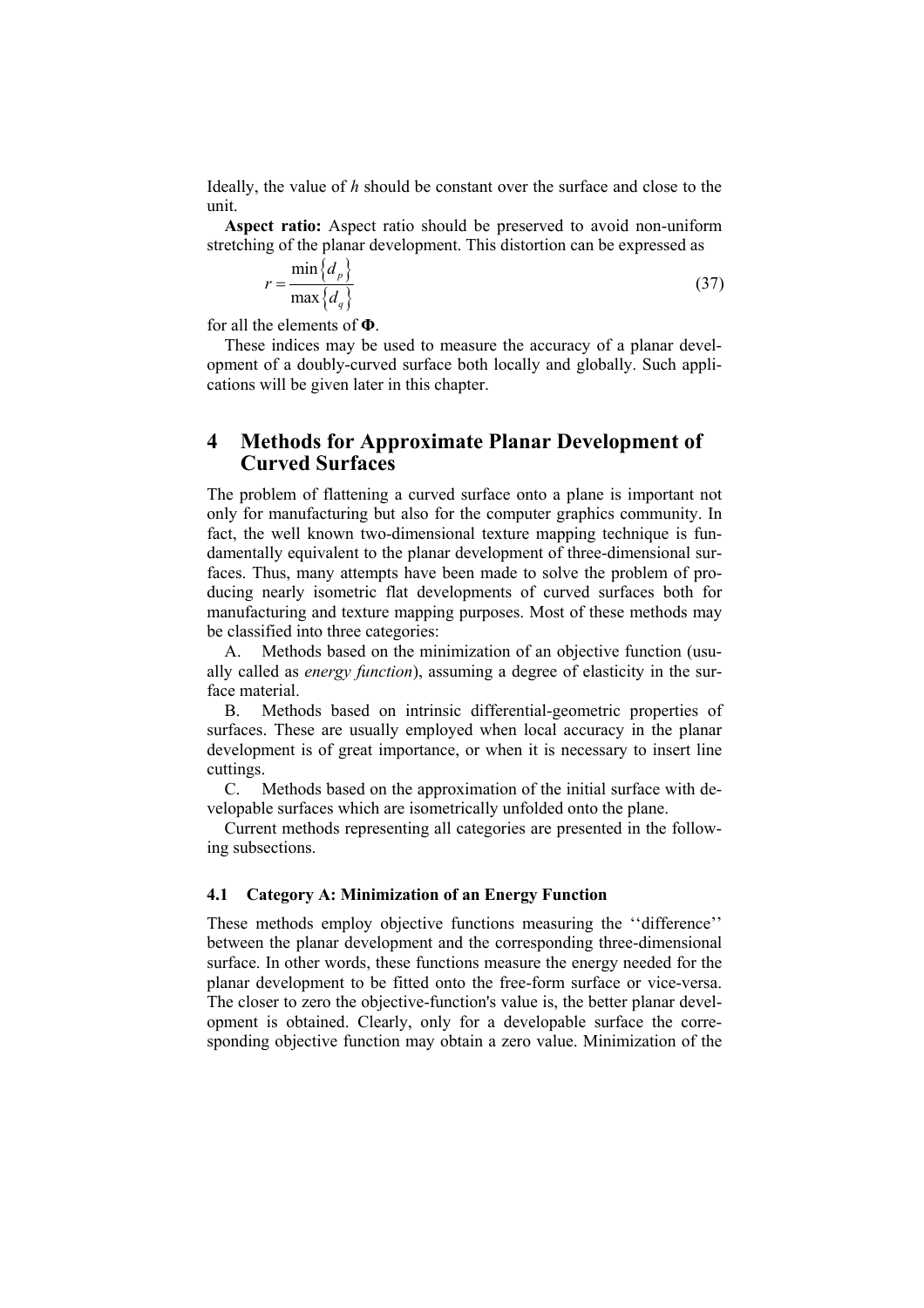Ideally, the value of $h$ should be constant over the surface and close to the unit.

**Aspect ratio:** Aspect ratio should be preserved to avoid non-uniform stretching of the planar development. This distortion can be expressed as

$$r = \frac{\min\left\{d_p\right\}}{\max\left\{d_q\right\}} \tag{37}$$

for all the elements of $\mathbf{\Phi}$.

These indices may be used to measure the accuracy of a planar development of a doubly-curved surface both locally and globally. Such applications will be given later in this chapter.

# 4 Methods for Approximate Planar Development of Curved Surfaces

The problem of flattening a curved surface onto a plane is important not only for manufacturing but also for the computer graphics community. In fact, the well known two-dimensional texture mapping technique is fundamentally equivalent to the planar development of three-dimensional surfaces. Thus, many attempts have been made to solve the problem of producing nearly isometric flat developments of curved surfaces both for manufacturing and texture mapping purposes. Most of these methods may be classified into three categories:

A. Methods based on the minimization of an objective function (usually called as *energy function*), assuming a degree of elasticity in the surface material.

B. Methods based on intrinsic differential-geometric properties of surfaces. These are usually employed when local accuracy in the planar development is of great importance, or when it is necessary to insert line cuttings.

C. Methods based on the approximation of the initial surface with developable surfaces which are isometrically unfolded onto the plane.

Current methods representing all categories are presented in the following subsections.

## 4.1 Category A: Minimization of an Energy Function

These methods employ objective functions measuring the ‘‘difference’’ between the planar development and the corresponding three-dimensional surface. In other words, these functions measure the energy needed for the planar development to be fitted onto the free-form surface or vice-versa. The closer to zero the objective-function's value is, the better planar development is obtained. Clearly, only for a developable surface the corresponding objective function may obtain a zero value. Minimization of the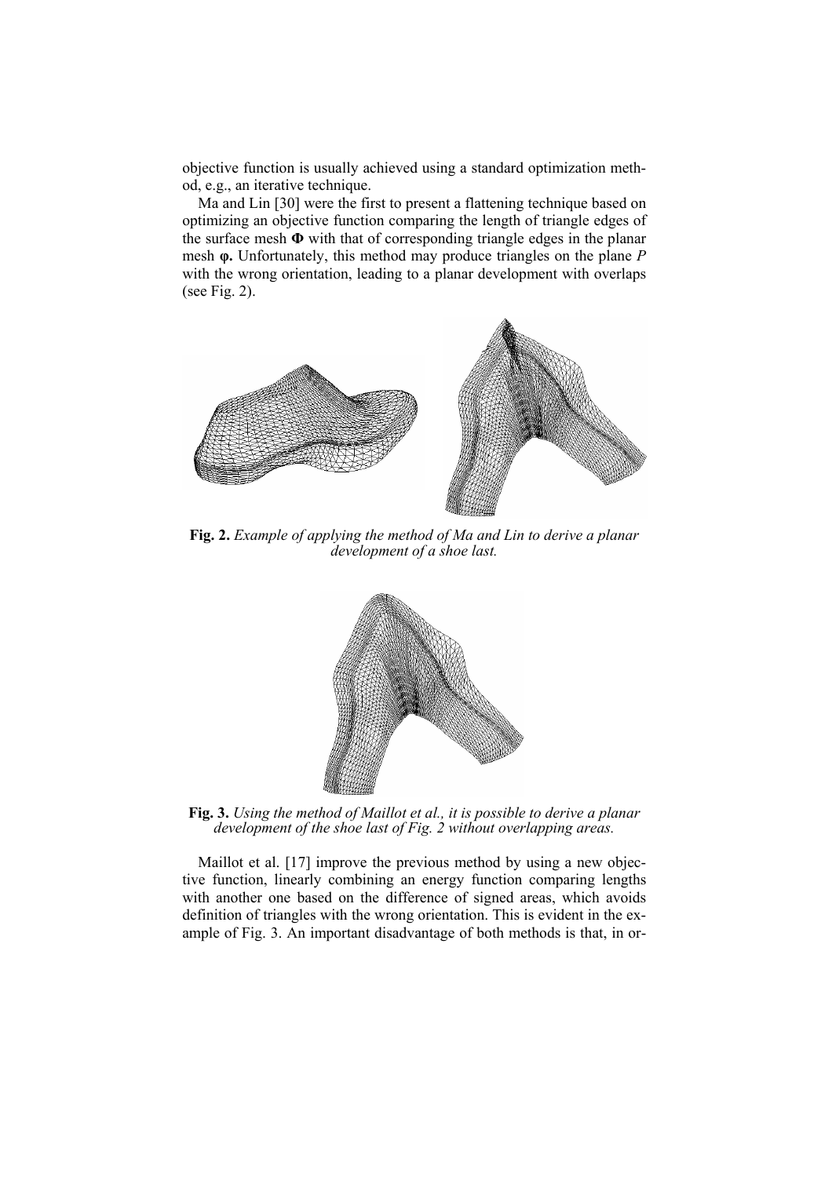objective function is usually achieved using a standard optimization method, e.g., an iterative technique.

Ma and Lin [30] were the first to present a flattening technique based on optimizing an objective function comparing the length of triangle edges of the surface mesh **Φ** with that of corresponding triangle edges in the planar mesh **φ.** Unfortunately, this method may produce triangles on the plane *P* with the wrong orientation, leading to a planar development with overlaps (see Fig. 2).

**Fig. 2.** *Example of applying the method of Ma and Lin to derive a planar development of a shoe last.*

**Fig. 3.** *Using the method of Maillot et al., it is possible to derive a planar development of the shoe last of Fig. 2 without overlapping areas.*

Maillot et al. [17] improve the previous method by using a new objective function, linearly combining an energy function comparing lengths with another one based on the difference of signed areas, which avoids definition of triangles with the wrong orientation. This is evident in the example of Fig. 3. An important disadvantage of both methods is that, in or-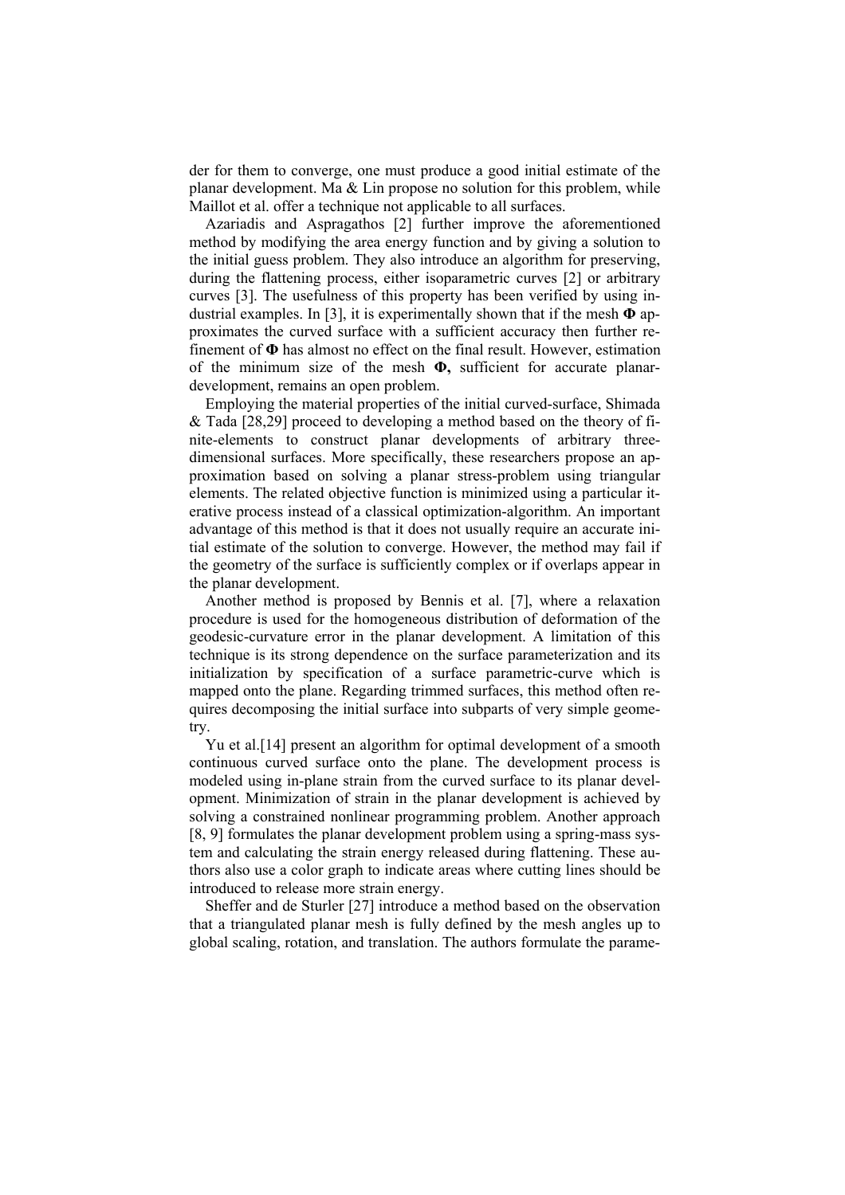der for them to converge, one must produce a good initial estimate of the planar development. Ma & Lin propose no solution for this problem, while Maillot et al. offer a technique not applicable to all surfaces.

Azariadis and Aspragathos [2] further improve the aforementioned method by modifying the area energy function and by giving a solution to the initial guess problem. They also introduce an algorithm for preserving, during the flattening process, either isoparametric curves [2] or arbitrary curves [3]. The usefulness of this property has been verified by using industrial examples. In [3], it is experimentally shown that if the mesh **Φ** approximates the curved surface with a sufficient accuracy then further refinement of **Φ** has almost no effect on the final result. However, estimation of the minimum size of the mesh **Φ,** sufficient for accurate planar-development, remains an open problem.

Employing the material properties of the initial curved-surface, Shimada & Tada [28,29] proceed to developing a method based on the theory of finite-elements to construct planar developments of arbitrary three-dimensional surfaces. More specifically, these researchers propose an approximation based on solving a planar stress-problem using triangular elements. The related objective function is minimized using a particular iterative process instead of a classical optimization-algorithm. An important advantage of this method is that it does not usually require an accurate initial estimate of the solution to converge. However, the method may fail if the geometry of the surface is sufficiently complex or if overlaps appear in the planar development.

Another method is proposed by Bennis et al. [7], where a relaxation procedure is used for the homogeneous distribution of deformation of the geodesic-curvature error in the planar development. A limitation of this technique is its strong dependence on the surface parameterization and its initialization by specification of a surface parametric-curve which is mapped onto the plane. Regarding trimmed surfaces, this method often requires decomposing the initial surface into subparts of very simple geometry.

Yu et al.[14] present an algorithm for optimal development of a smooth continuous curved surface onto the plane. The development process is modeled using in-plane strain from the curved surface to its planar development. Minimization of strain in the planar development is achieved by solving a constrained nonlinear programming problem. Another approach [8, 9] formulates the planar development problem using a spring-mass system and calculating the strain energy released during flattening. These authors also use a color graph to indicate areas where cutting lines should be introduced to release more strain energy.

Sheffer and de Sturler [27] introduce a method based on the observation that a triangulated planar mesh is fully defined by the mesh angles up to global scaling, rotation, and translation. The authors formulate the parame-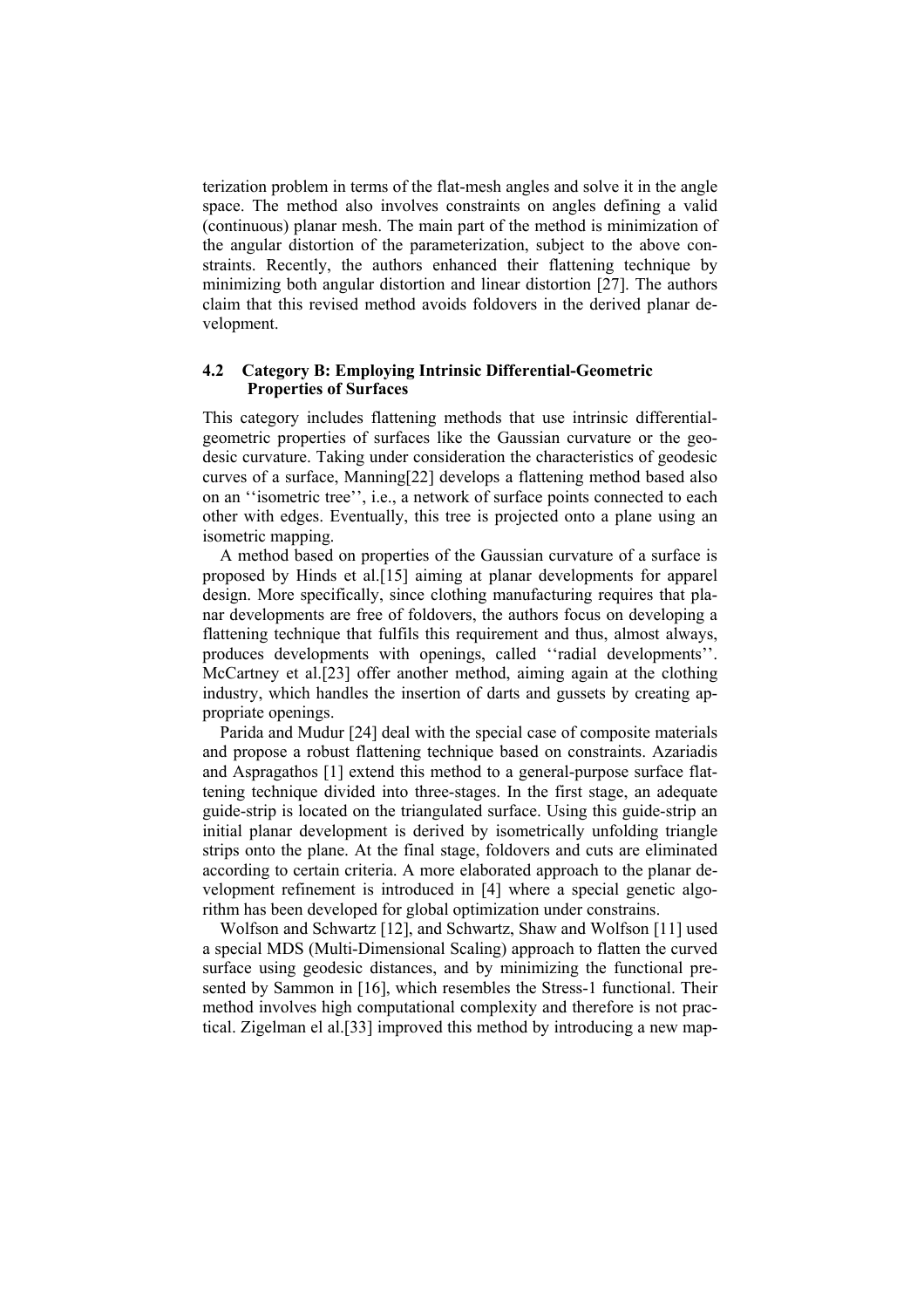terization problem in terms of the flat-mesh angles and solve it in the angle space. The method also involves constraints on angles defining a valid (continuous) planar mesh. The main part of the method is minimization of the angular distortion of the parameterization, subject to the above constraints. Recently, the authors enhanced their flattening technique by minimizing both angular distortion and linear distortion [27]. The authors claim that this revised method avoids foldovers in the derived planar development.

### 4.2 Category B: Employing Intrinsic Differential-Geometric Properties of Surfaces

This category includes flattening methods that use intrinsic differential-geometric properties of surfaces like the Gaussian curvature or the geodesic curvature. Taking under consideration the characteristics of geodesic curves of a surface, Manning[22] develops a flattening method based also on an ''isometric tree'', i.e., a network of surface points connected to each other with edges. Eventually, this tree is projected onto a plane using an isometric mapping.

A method based on properties of the Gaussian curvature of a surface is proposed by Hinds et al.[15] aiming at planar developments for apparel design. More specifically, since clothing manufacturing requires that planar developments are free of foldovers, the authors focus on developing a flattening technique that fulfils this requirement and thus, almost always, produces developments with openings, called ''radial developments''. McCartney et al.[23] offer another method, aiming again at the clothing industry, which handles the insertion of darts and gussets by creating appropriate openings.

Parida and Mudur [24] deal with the special case of composite materials and propose a robust flattening technique based on constraints. Azariadis and Aspragathos [1] extend this method to a general-purpose surface flattening technique divided into three-stages. In the first stage, an adequate guide-strip is located on the triangulated surface. Using this guide-strip an initial planar development is derived by isometrically unfolding triangle strips onto the plane. At the final stage, foldovers and cuts are eliminated according to certain criteria. A more elaborated approach to the planar development refinement is introduced in [4] where a special genetic algorithm has been developed for global optimization under constrains.

Wolfson and Schwartz [12], and Schwartz, Shaw and Wolfson [11] used a special MDS (Multi-Dimensional Scaling) approach to flatten the curved surface using geodesic distances, and by minimizing the functional presented by Sammon in [16], which resembles the Stress-1 functional. Their method involves high computational complexity and therefore is not practical. Zigelman el al.[33] improved this method by introducing a new map-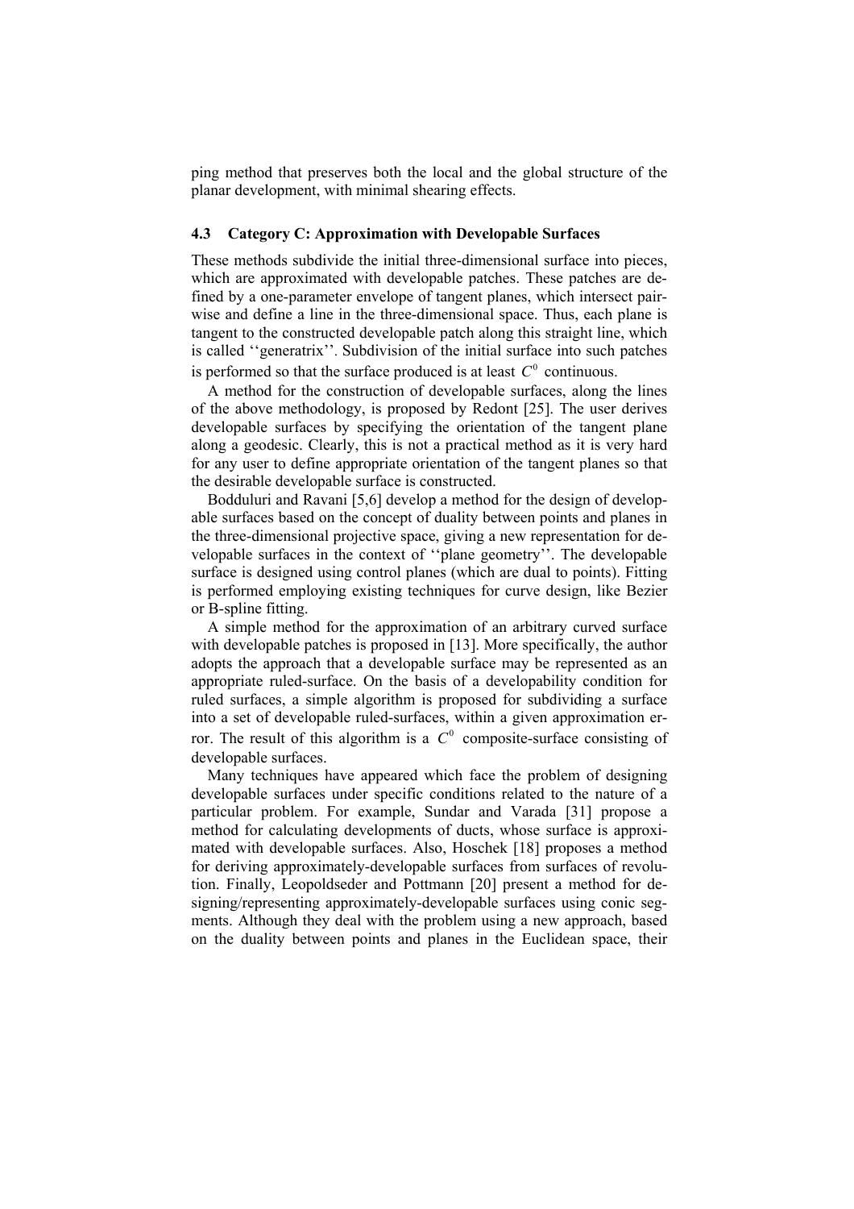ping method that preserves both the local and the global structure of the planar development, with minimal shearing effects.

### 4.3 Category C: Approximation with Developable Surfaces

These methods subdivide the initial three-dimensional surface into pieces, which are approximated with developable patches. These patches are defined by a one-parameter envelope of tangent planes, which intersect pairwise and define a line in the three-dimensional space. Thus, each plane is tangent to the constructed developable patch along this straight line, which is called ''generatrix''. Subdivision of the initial surface into such patches is performed so that the surface produced is at least $C^0$ continuous.

A method for the construction of developable surfaces, along the lines of the above methodology, is proposed by Redont [25]. The user derives developable surfaces by specifying the orientation of the tangent plane along a geodesic. Clearly, this is not a practical method as it is very hard for any user to define appropriate orientation of the tangent planes so that the desirable developable surface is constructed.

Bodduluri and Ravani [5,6] develop a method for the design of developable surfaces based on the concept of duality between points and planes in the three-dimensional projective space, giving a new representation for developable surfaces in the context of ''plane geometry''. The developable surface is designed using control planes (which are dual to points). Fitting is performed employing existing techniques for curve design, like Bezier or B-spline fitting.

A simple method for the approximation of an arbitrary curved surface with developable patches is proposed in [13]. More specifically, the author adopts the approach that a developable surface may be represented as an appropriate ruled-surface. On the basis of a developability condition for ruled surfaces, a simple algorithm is proposed for subdividing a surface into a set of developable ruled-surfaces, within a given approximation error. The result of this algorithm is a $C^0$ composite-surface consisting of developable surfaces.

Many techniques have appeared which face the problem of designing developable surfaces under specific conditions related to the nature of a particular problem. For example, Sundar and Varada [31] propose a method for calculating developments of ducts, whose surface is approximated with developable surfaces. Also, Hoschek [18] proposes a method for deriving approximately-developable surfaces from surfaces of revolution. Finally, Leopoldseder and Pottmann [20] present a method for designing/representing approximately-developable surfaces using conic segments. Although they deal with the problem using a new approach, based on the duality between points and planes in the Euclidean space, their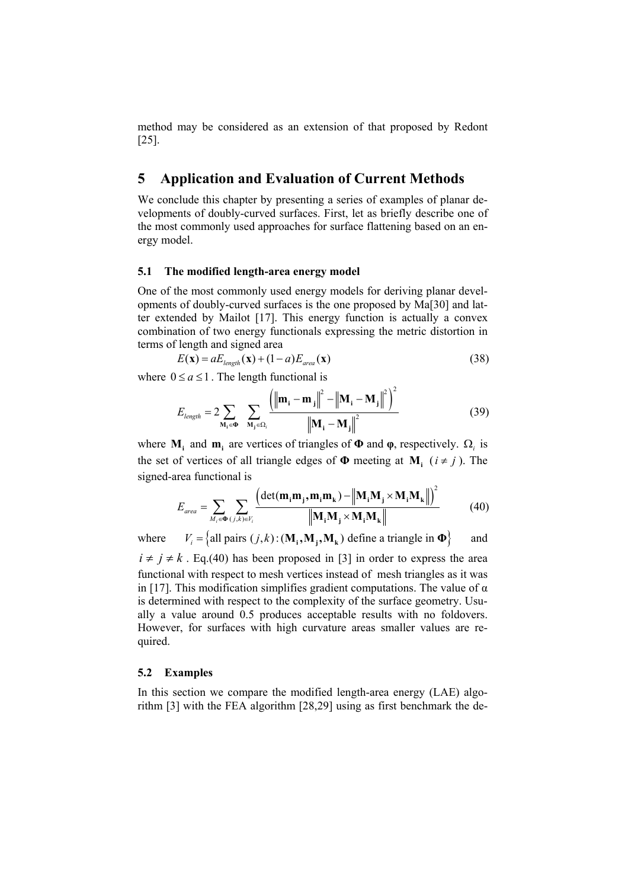method may be considered as an extension of that proposed by Redont [25].

## 5 Application and Evaluation of Current Methods

We conclude this chapter by presenting a series of examples of planar developments of doubly-curved surfaces. First, let as briefly describe one of the most commonly used approaches for surface flattening based on an energy model.

### 5.1 The modified length-area energy model

One of the most commonly used energy models for deriving planar developments of doubly-curved surfaces is the one proposed by Ma[30] and latter extended by Mailot [17]. This energy function is actually a convex combination of two energy functionals expressing the metric distortion in terms of length and signed area

$$E(\mathbf{x}) = aE_{length}(\mathbf{x}) + (1-a)E_{area}(\mathbf{x}) \tag{38}$$

where $0 \le a \le 1$. The length functional is

$$E_{length} = 2\sum_{\mathbf{M_i} \in \mathbf{\Phi}} \sum_{\mathbf{M_j} \in \Omega_i} \frac{\left( \left\| \mathbf{m_i} - \mathbf{m_j} \right\|^2 - \left\| \mathbf{M_i} - \mathbf{M_j} \right\|^2 \right)^2}{\left\| \mathbf{M_i} - \mathbf{M_j} \right\|^2} \tag{39}$$

where $\mathbf{M_i}$ and $\mathbf{m_i}$ are vertices of triangles of $\mathbf{\Phi}$ and $\boldsymbol{\varphi}$, respectively. $\Omega_i$ is the set of vertices of all triangle edges of $\mathbf{\Phi}$ meeting at $\mathbf{M_i}$ ($i \ne j$). The signed-area functional is

$$E_{area} = \sum_{M_i \in \mathbf{\Phi}} \sum_{(j,k) \in V_i} \frac{\left( \det(\mathbf{m_i m_j}, \mathbf{m_i m_k}) - \left\| \mathbf{M_i M_j} \times \mathbf{M_i M_k} \right\| \right)^2}{\left\| \mathbf{M_i M_j} \times \mathbf{M_i M_k} \right\|} \tag{40}$$

where $V_i = \left\{ \text{all pairs } (j,k) : (\mathbf{M_i}, \mathbf{M_j}, \mathbf{M_k}) \text{ define a triangle in } \mathbf{\Phi} \right\}$ and $i \ne j \ne k$. Eq.(40) has been proposed in [3] in order to express the area functional with respect to mesh vertices instead of mesh triangles as it was in [17]. This modification simplifies gradient computations. The value of $\alpha$ is determined with respect to the complexity of the surface geometry. Usually a value around 0.5 produces acceptable results with no foldovers. However, for surfaces with high curvature areas smaller values are required.

### 5.2 Examples

In this section we compare the modified length-area energy (LAE) algorithm [3] with the FEA algorithm [28,29] using as first benchmark the de-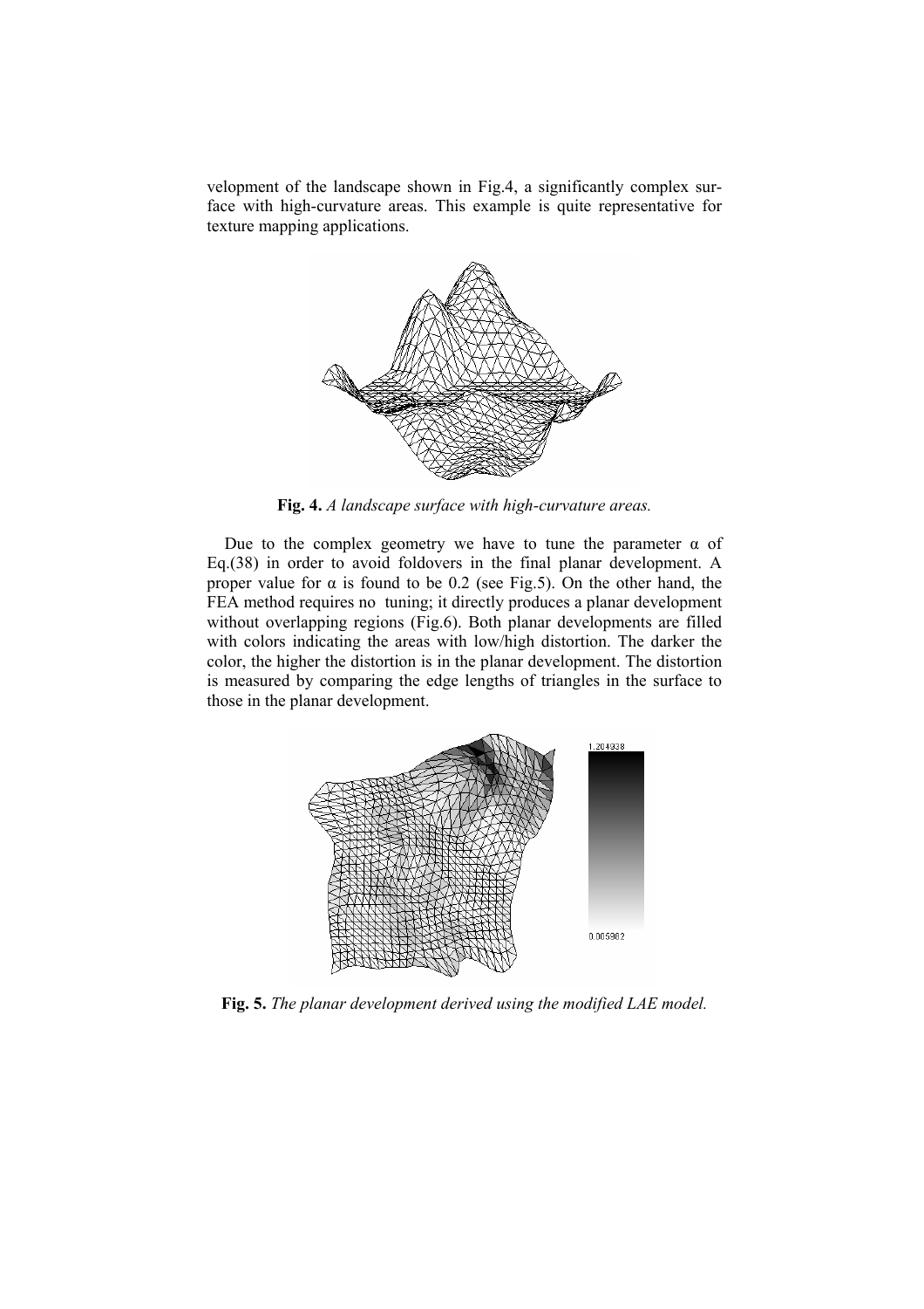velopment of the landscape shown in Fig.4, a significantly complex surface with high-curvature areas. This example is quite representative for texture mapping applications.

**Fig. 4.** *A landscape surface with high-curvature areas.*

Due to the complex geometry we have to tune the parameter $\alpha$ of Eq.(38) in order to avoid foldovers in the final planar development. A proper value for $\alpha$ is found to be 0.2 (see Fig.5). On the other hand, the FEA method requires no tuning; it directly produces a planar development without overlapping regions (Fig.6). Both planar developments are filled with colors indicating the areas with low/high distortion. The darker the color, the higher the distortion is in the planar development. The distortion is measured by comparing the edge lengths of triangles in the surface to those in the planar development.

**Fig. 5.** *The planar development derived using the modified LAE model.*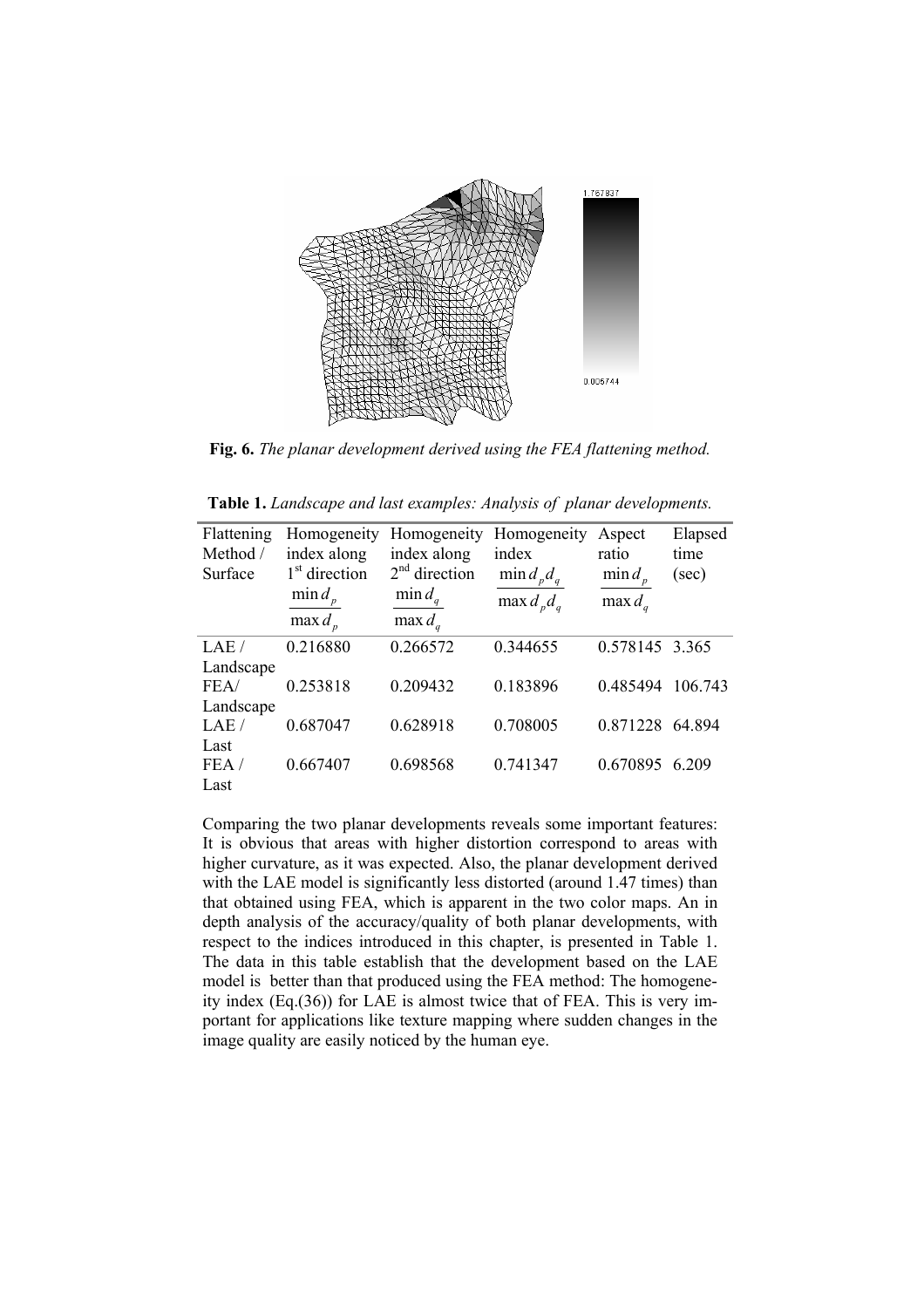**Fig. 6.** *The planar development derived using the FEA flattening method.*

**Table 1.** *Landscape and last examples: Analysis of planar developments.*

| Flattening Method / Surface | Homogeneity index along 1[st] direction $\frac{\min d_p}{\max d_p}$ | Homogeneity index along 2[nd] direction $\frac{\min d_q}{\max d_q}$ | Homogeneity index $\frac{\min d_p d_q}{\max d_p d_q}$ | Aspect ratio $\frac{\min d_p}{\max d_q}$ | Elapsed time (sec) |
|---|---|---|---|---|---|
| LAE / Landscape | 0.216880 | 0.266572 | 0.344655 | 0.578145 | 3.365 |
| FEA/ Landscape | 0.253818 | 0.209432 | 0.183896 | 0.485494 | 106.743 |
| LAE / Last | 0.687047 | 0.628918 | 0.708005 | 0.871228 | 64.894 |
| FEA / Last | 0.667407 | 0.698568 | 0.741347 | 0.670895 | 6.209 |

Comparing the two planar developments reveals some important features: It is obvious that areas with higher distortion correspond to areas with higher curvature, as it was expected. Also, the planar development derived with the LAE model is significantly less distorted (around 1.47 times) than that obtained using FEA, which is apparent in the two color maps. An in depth analysis of the accuracy/quality of both planar developments, with respect to the indices introduced in this chapter, is presented in Table 1. The data in this table establish that the development based on the LAE model is better than that produced using the FEA method: The homogeneity index (Eq.(36)) for LAE is almost twice that of FEA. This is very important for applications like texture mapping where sudden changes in the image quality are easily noticed by the human eye.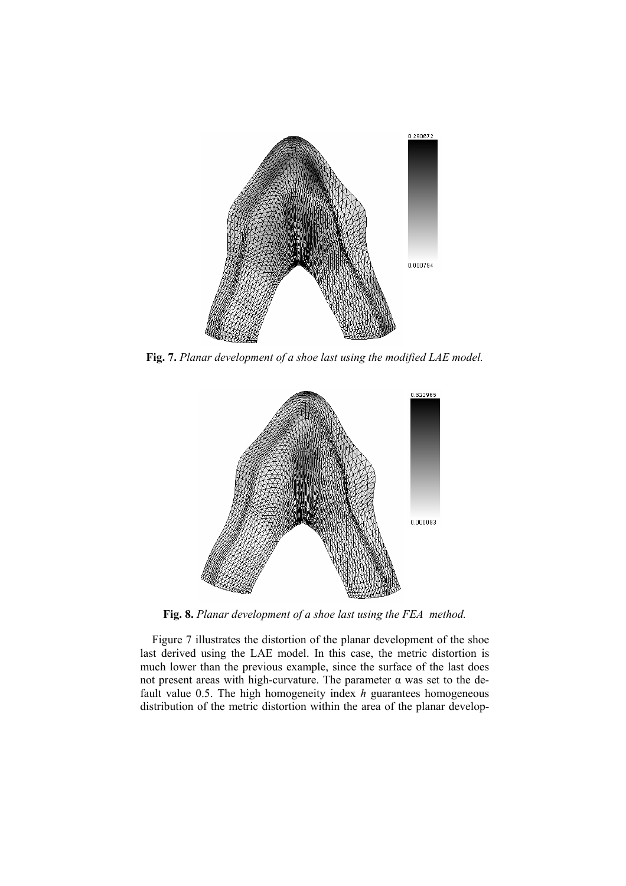**Fig. 7.** *Planar development of a shoe last using the modified LAE model.*

**Fig. 8.** *Planar development of a shoe last using the FEA method.*

Figure 7 illustrates the distortion of the planar development of the shoe last derived using the LAE model. In this case, the metric distortion is much lower than the previous example, since the surface of the last does not present areas with high-curvature. The parameter $\alpha$ was set to the default value 0.5. The high homogeneity index $h$ guarantees homogeneous distribution of the metric distortion within the area of the planar develop-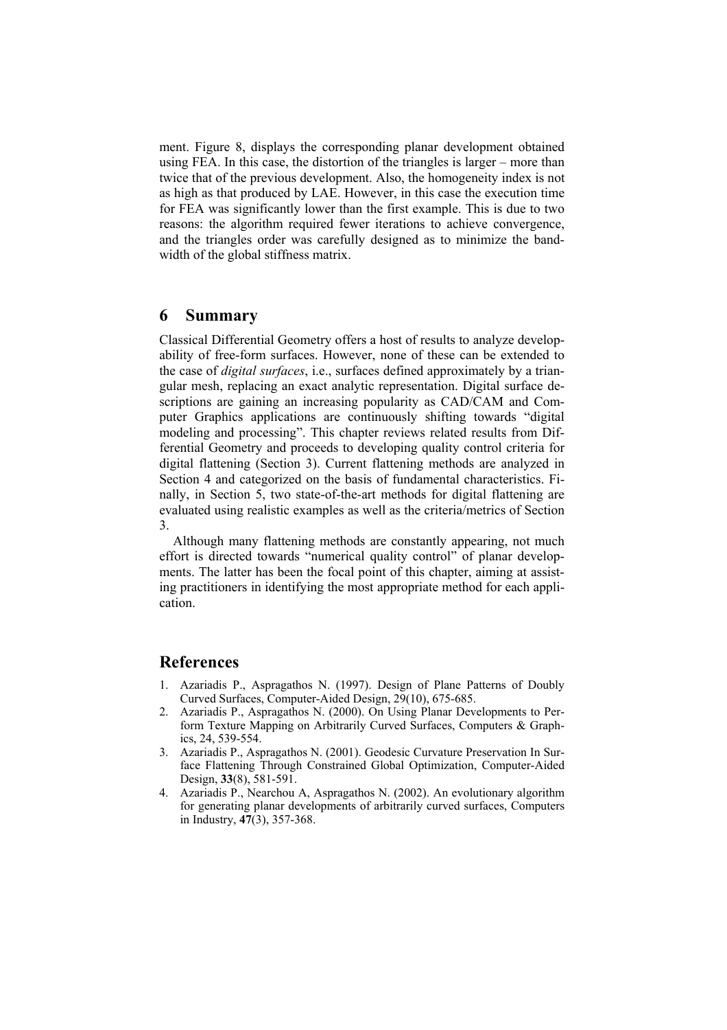ment. Figure 8, displays the corresponding planar development obtained using FEA. In this case, the distortion of the triangles is larger – more than twice that of the previous development. Also, the homogeneity index is not as high as that produced by LAE. However, in this case the execution time for FEA was significantly lower than the first example. This is due to two reasons: the algorithm required fewer iterations to achieve convergence, and the triangles order was carefully designed as to minimize the bandwidth of the global stiffness matrix.

## 6 Summary

Classical Differential Geometry offers a host of results to analyze developability of free-form surfaces. However, none of these can be extended to the case of *digital surfaces*, i.e., surfaces defined approximately by a triangular mesh, replacing an exact analytic representation. Digital surface descriptions are gaining an increasing popularity as CAD/CAM and Computer Graphics applications are continuously shifting towards "digital modeling and processing". This chapter reviews related results from Differential Geometry and proceeds to developing quality control criteria for digital flattening (Section 3). Current flattening methods are analyzed in Section 4 and categorized on the basis of fundamental characteristics. Finally, in Section 5, two state-of-the-art methods for digital flattening are evaluated using realistic examples as well as the criteria/metrics of Section 3.

Although many flattening methods are constantly appearing, not much effort is directed towards "numerical quality control" of planar developments. The latter has been the focal point of this chapter, aiming at assisting practitioners in identifying the most appropriate method for each application.

## References

1. Azariadis P., Aspragathos N. (1997). Design of Plane Patterns of Doubly Curved Surfaces, Computer-Aided Design, 29(10), 675-685.
2. Azariadis P., Aspragathos N. (2000). On Using Planar Developments to Perform Texture Mapping on Arbitrarily Curved Surfaces, Computers & Graphics, 24, 539-554.
3. Azariadis P., Aspragathos N. (2001). Geodesic Curvature Preservation In Surface Flattening Through Constrained Global Optimization, Computer-Aided Design, **33**(8), 581-591.
4. Azariadis P., Nearchou A, Aspragathos N. (2002). An evolutionary algorithm for generating planar developments of arbitrarily curved surfaces, Computers in Industry, **47**(3), 357-368.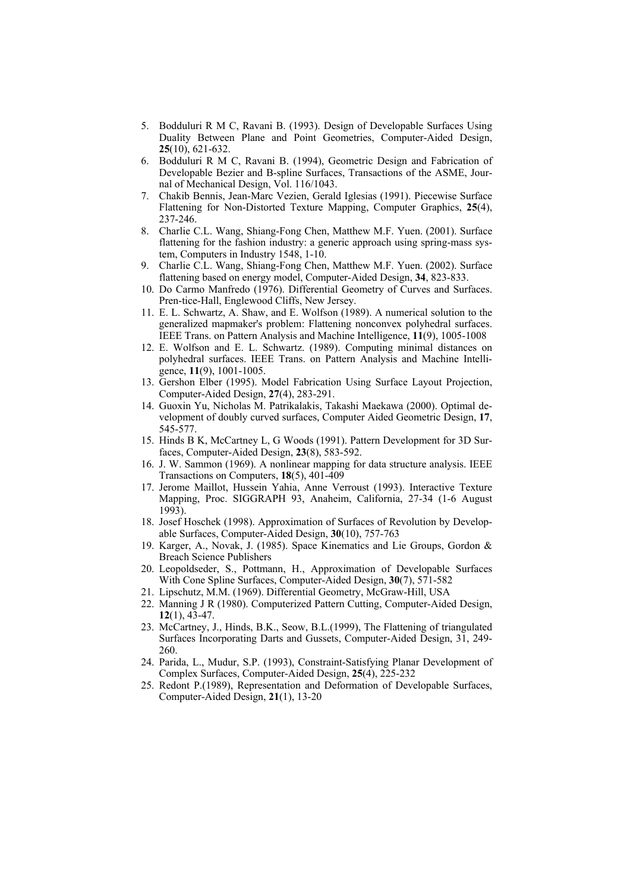5. Bodduluri R M C, Ravani B. (1993). Design of Developable Surfaces Using Duality Between Plane and Point Geometries, Computer-Aided Design, **25**(10), 621-632.
6. Bodduluri R M C, Ravani B. (1994), Geometric Design and Fabrication of Developable Bezier and B-spline Surfaces, Transactions of the ASME, Journal of Mechanical Design, Vol. 116/1043.
7. Chakib Bennis, Jean-Marc Vezien, Gerald Iglesias (1991). Piecewise Surface Flattening for Non-Distorted Texture Mapping, Computer Graphics, **25**(4), 237-246.
8. Charlie C.L. Wang, Shiang-Fong Chen, Matthew M.F. Yuen. (2001). Surface flattening for the fashion industry: a generic approach using spring-mass system, Computers in Industry 1548, 1-10.
9. Charlie C.L. Wang, Shiang-Fong Chen, Matthew M.F. Yuen. (2002). Surface flattening based on energy model, Computer-Aided Design, **34**, 823-833.
10. Do Carmo Manfredo (1976). Differential Geometry of Curves and Surfaces. Pren-tice-Hall, Englewood Cliffs, New Jersey.
11. E. L. Schwartz, A. Shaw, and E. Wolfson (1989). A numerical solution to the generalized mapmaker's problem: Flattening nonconvex polyhedral surfaces. IEEE Trans. on Pattern Analysis and Machine Intelligence, **11**(9), 1005-1008
12. E. Wolfson and E. L. Schwartz. (1989). Computing minimal distances on polyhedral surfaces. IEEE Trans. on Pattern Analysis and Machine Intelligence, **11**(9), 1001-1005.
13. Gershon Elber (1995). Model Fabrication Using Surface Layout Projection, Computer-Aided Design, **27**(4), 283-291.
14. Guoxin Yu, Nicholas M. Patrikalakis, Takashi Maekawa (2000). Optimal development of doubly curved surfaces, Computer Aided Geometric Design, **17**, 545-577.
15. Hinds B K, McCartney L, G Woods (1991). Pattern Development for 3D Surfaces, Computer-Aided Design, **23**(8), 583-592.
16. J. W. Sammon (1969). A nonlinear mapping for data structure analysis. IEEE Transactions on Computers, **18**(5), 401-409
17. Jerome Maillot, Hussein Yahia, Anne Verroust (1993). Interactive Texture Mapping, Proc. SIGGRAPH 93, Anaheim, California, 27-34 (1-6 August 1993).
18. Josef Hoschek (1998). Approximation of Surfaces of Revolution by Developable Surfaces, Computer-Aided Design, **30**(10), 757-763
19. Karger, A., Novak, J. (1985). Space Kinematics and Lie Groups, Gordon & Breach Science Publishers
20. Leopoldseder, S., Pottmann, H., Approximation of Developable Surfaces With Cone Spline Surfaces, Computer-Aided Design, **30**(7), 571-582
21. Lipschutz, M.M. (1969). Differential Geometry, McGraw-Hill, USA
22. Manning J R (1980). Computerized Pattern Cutting, Computer-Aided Design, **12**(1), 43-47.
23. McCartney, J., Hinds, B.K., Seow, B.L.(1999), The Flattening of triangulated Surfaces Incorporating Darts and Gussets, Computer-Aided Design, 31, 249-260.
24. Parida, L., Mudur, S.P. (1993), Constraint-Satisfying Planar Development of Complex Surfaces, Computer-Aided Design, **25**(4), 225-232
25. Redont P.(1989), Representation and Deformation of Developable Surfaces, Computer-Aided Design, **21**(1), 13-20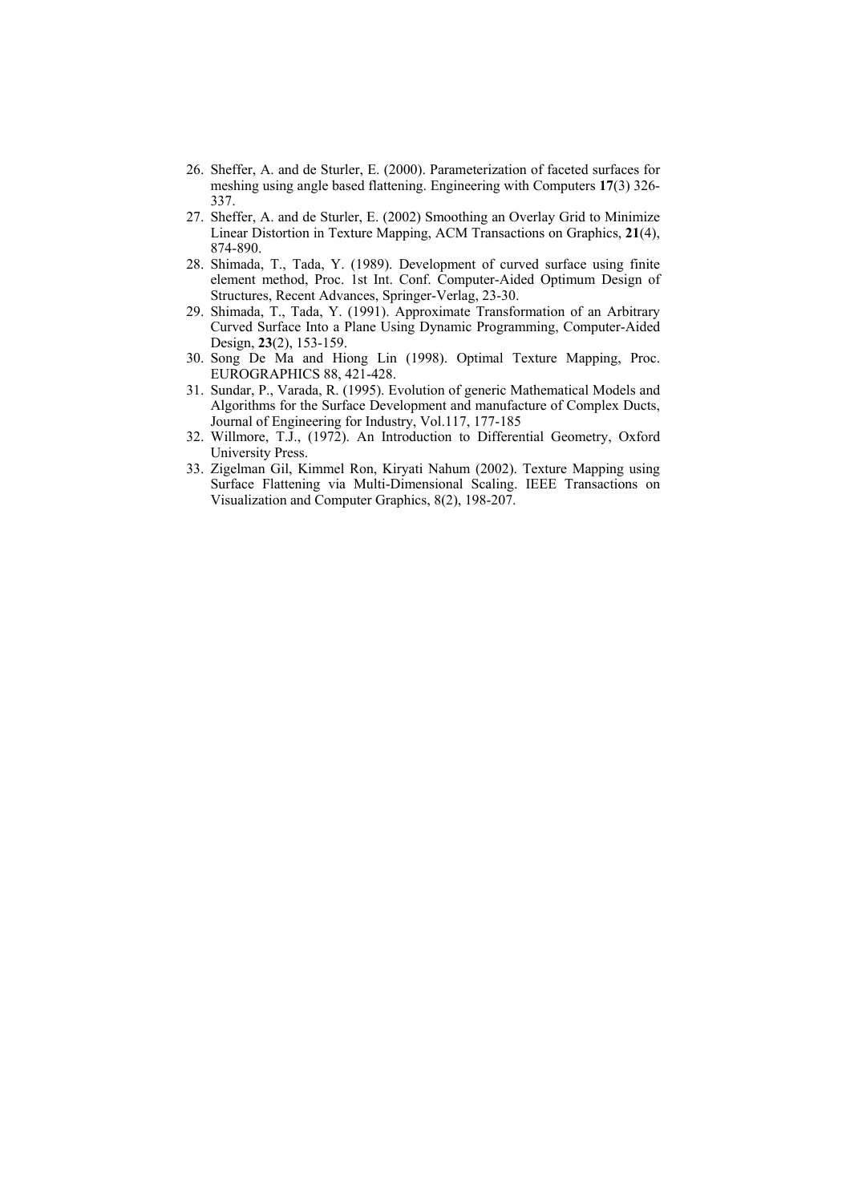26. Sheffer, A. and de Sturler, E. (2000). Parameterization of faceted surfaces for meshing using angle based flattening. Engineering with Computers **17**(3) 326-337.
27. Sheffer, A. and de Sturler, E. (2002) Smoothing an Overlay Grid to Minimize Linear Distortion in Texture Mapping, ACM Transactions on Graphics, **21**(4), 874-890.
28. Shimada, T., Tada, Y. (1989). Development of curved surface using finite element method, Proc. 1st Int. Conf. Computer-Aided Optimum Design of Structures, Recent Advances, Springer-Verlag, 23-30.
29. Shimada, T., Tada, Y. (1991). Approximate Transformation of an Arbitrary Curved Surface Into a Plane Using Dynamic Programming, Computer-Aided Design, **23**(2), 153-159.
30. Song De Ma and Hiong Lin (1998). Optimal Texture Mapping, Proc. EUROGRAPHICS 88, 421-428.
31. Sundar, P., Varada, R. (1995). Evolution of generic Mathematical Models and Algorithms for the Surface Development and manufacture of Complex Ducts, Journal of Engineering for Industry, Vol.117, 177-185
32. Willmore, T.J., (1972). An Introduction to Differential Geometry, Oxford University Press.
33. Zigelman Gil, Kimmel Ron, Kiryati Nahum (2002). Texture Mapping using Surface Flattening via Multi-Dimensional Scaling. IEEE Transactions on Visualization and Computer Graphics, 8(2), 198-207.